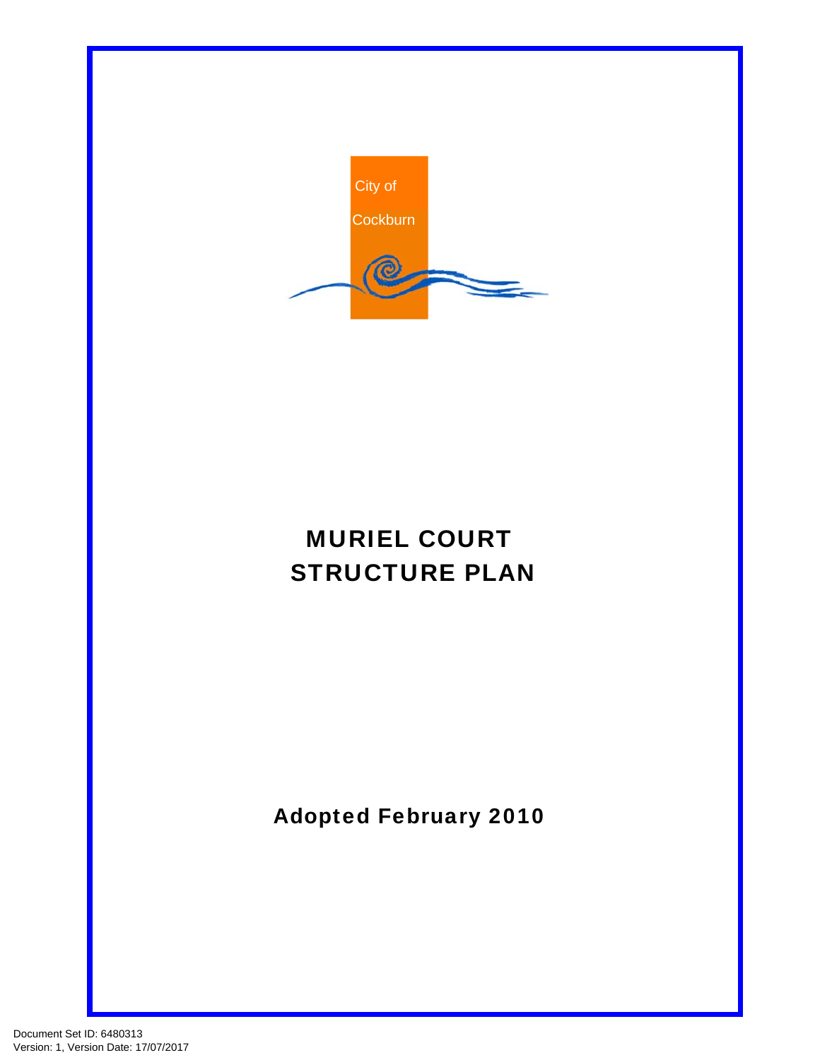City of

Cockburn

# MURIEL COURT STRUCTURE PLAN

**Adopted February 2010**

Document Set ID: 6480313
Version: 1, Version Date: 17/07/2017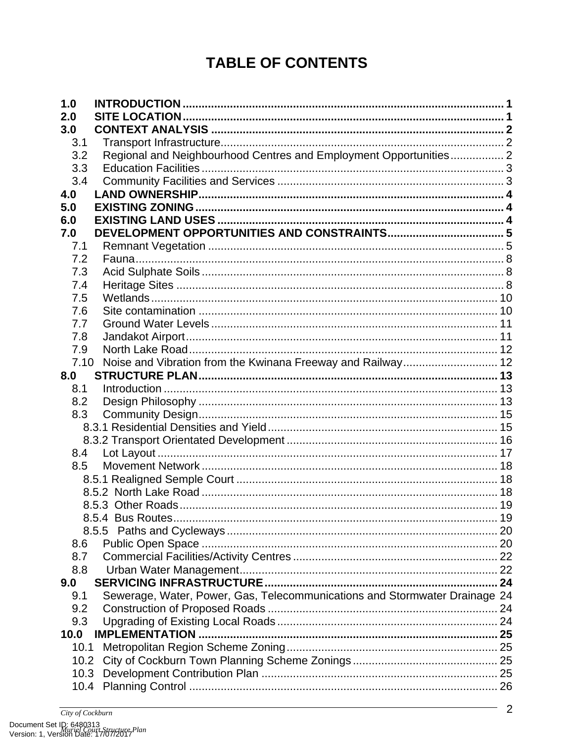# TABLE OF CONTENTS

**1.0 INTRODUCTION** ..... 1
**2.0 SITE LOCATION** ..... 1
**3.0 CONTEXT ANALYSIS** ..... 2
- 3.1 Transport Infrastructure ..... 2
- 3.2 Regional and Neighbourhood Centres and Employment Opportunities ..... 2
- 3.3 Education Facilities ..... 3
- 3.4 Community Facilities and Services ..... 3

**4.0 LAND OWNERSHIP** ..... 4
**5.0 EXISTING ZONING** ..... 4
**6.0 EXISTING LAND USES** ..... 4
**7.0 DEVELOPMENT OPPORTUNITIES AND CONSTRAINTS** ..... 5
- 7.1 Remnant Vegetation ..... 5
- 7.2 Fauna ..... 8
- 7.3 Acid Sulphate Soils ..... 8
- 7.4 Heritage Sites ..... 8
- 7.5 Wetlands ..... 10
- 7.6 Site contamination ..... 10
- 7.7 Ground Water Levels ..... 11
- 7.8 Jandakot Airport ..... 11
- 7.9 North Lake Road ..... 12
- 7.10 Noise and Vibration from the Kwinana Freeway and Railway ..... 12

**8.0 STRUCTURE PLAN** ..... 13
- 8.1 Introduction ..... 13
- 8.2 Design Philosophy ..... 13
- 8.3 Community Design ..... 15
  - 8.3.1 Residential Densities and Yield ..... 15
  - 8.3.2 Transport Orientated Development ..... 16
- 8.4 Lot Layout ..... 17
- 8.5 Movement Network ..... 18
  - 8.5.1 Realigned Semple Court ..... 18
  - 8.5.2 North Lake Road ..... 18
  - 8.5.3 Other Roads ..... 19
  - 8.5.4 Bus Routes ..... 19
  - 8.5.5 Paths and Cycleways ..... 20
- 8.6 Public Open Space ..... 20
- 8.7 Commercial Facilities/Activity Centres ..... 22
- 8.8 Urban Water Management ..... 22

**9.0 SERVICING INFRASTRUCTURE** ..... 24
- 9.1 Sewerage, Water, Power, Gas, Telecommunications and Stormwater Drainage ..... 24
- 9.2 Construction of Proposed Roads ..... 24
- 9.3 Upgrading of Existing Local Roads ..... 24

**10.0 IMPLEMENTATION** ..... 25
- 10.1 Metropolitan Region Scheme Zoning ..... 25
- 10.2 City of Cockburn Town Planning Scheme Zonings ..... 25
- 10.3 Development Contribution Plan ..... 25
- 10.4 Planning Control ..... 26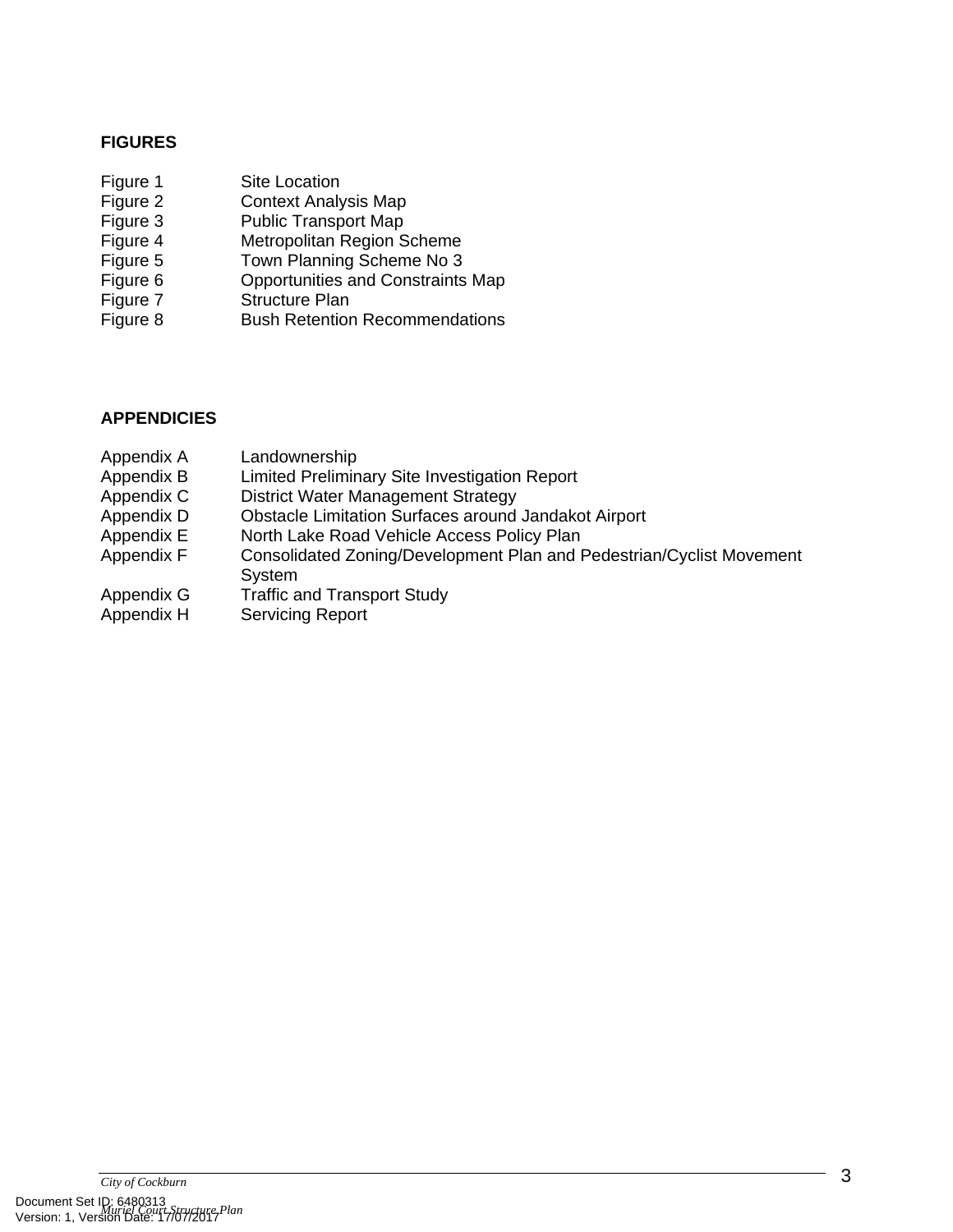**FIGURES**

| | |
|---|---|
| Figure 1 | Site Location |
| Figure 2 | Context Analysis Map |
| Figure 3 | Public Transport Map |
| Figure 4 | Metropolitan Region Scheme |
| Figure 5 | Town Planning Scheme No 3 |
| Figure 6 | Opportunities and Constraints Map |
| Figure 7 | Structure Plan |
| Figure 8 | Bush Retention Recommendations |

**APPENDICIES**

| | |
|---|---|
| Appendix A | Landownership |
| Appendix B | Limited Preliminary Site Investigation Report |
| Appendix C | District Water Management Strategy |
| Appendix D | Obstacle Limitation Surfaces around Jandakot Airport |
| Appendix E | North Lake Road Vehicle Access Policy Plan |
| Appendix F | Consolidated Zoning/Development Plan and Pedestrian/Cyclist Movement System |
| Appendix G | Traffic and Transport Study |
| Appendix H | Servicing Report |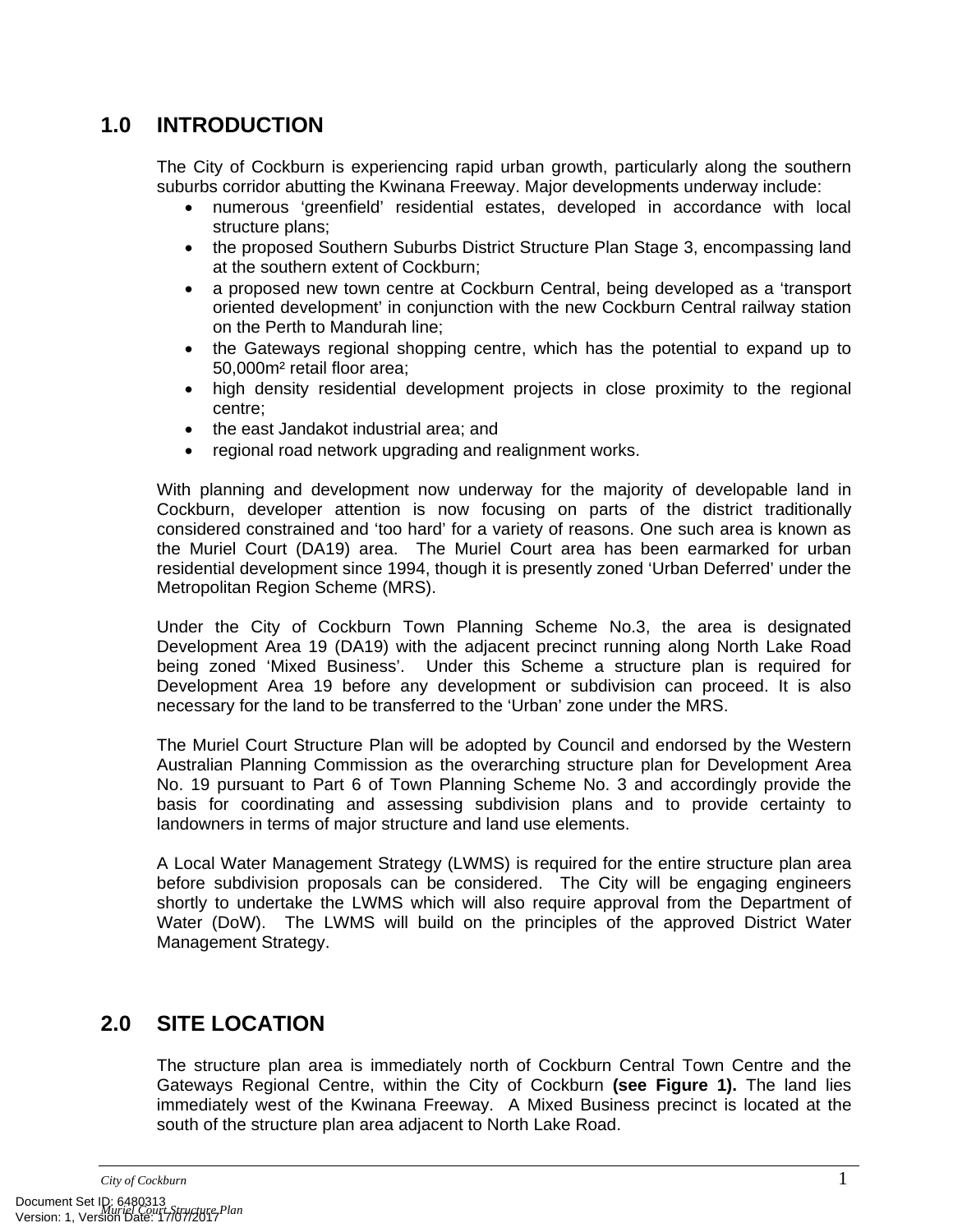## 1.0 INTRODUCTION

The City of Cockburn is experiencing rapid urban growth, particularly along the southern suburbs corridor abutting the Kwinana Freeway. Major developments underway include:

- numerous 'greenfield' residential estates, developed in accordance with local structure plans;
- the proposed Southern Suburbs District Structure Plan Stage 3, encompassing land at the southern extent of Cockburn;
- a proposed new town centre at Cockburn Central, being developed as a 'transport oriented development' in conjunction with the new Cockburn Central railway station on the Perth to Mandurah line;
- the Gateways regional shopping centre, which has the potential to expand up to 50,000m² retail floor area;
- high density residential development projects in close proximity to the regional centre;
- the east Jandakot industrial area; and
- regional road network upgrading and realignment works.

With planning and development now underway for the majority of developable land in Cockburn, developer attention is now focusing on parts of the district traditionally considered constrained and 'too hard' for a variety of reasons. One such area is known as the Muriel Court (DA19) area. The Muriel Court area has been earmarked for urban residential development since 1994, though it is presently zoned 'Urban Deferred' under the Metropolitan Region Scheme (MRS).

Under the City of Cockburn Town Planning Scheme No.3, the area is designated Development Area 19 (DA19) with the adjacent precinct running along North Lake Road being zoned 'Mixed Business'. Under this Scheme a structure plan is required for Development Area 19 before any development or subdivision can proceed. It is also necessary for the land to be transferred to the 'Urban' zone under the MRS.

The Muriel Court Structure Plan will be adopted by Council and endorsed by the Western Australian Planning Commission as the overarching structure plan for Development Area No. 19 pursuant to Part 6 of Town Planning Scheme No. 3 and accordingly provide the basis for coordinating and assessing subdivision plans and to provide certainty to landowners in terms of major structure and land use elements.

A Local Water Management Strategy (LWMS) is required for the entire structure plan area before subdivision proposals can be considered. The City will be engaging engineers shortly to undertake the LWMS which will also require approval from the Department of Water (DoW). The LWMS will build on the principles of the approved District Water Management Strategy.

## 2.0 SITE LOCATION

The structure plan area is immediately north of Cockburn Central Town Centre and the Gateways Regional Centre, within the City of Cockburn **(see Figure 1).** The land lies immediately west of the Kwinana Freeway. A Mixed Business precinct is located at the south of the structure plan area adjacent to North Lake Road.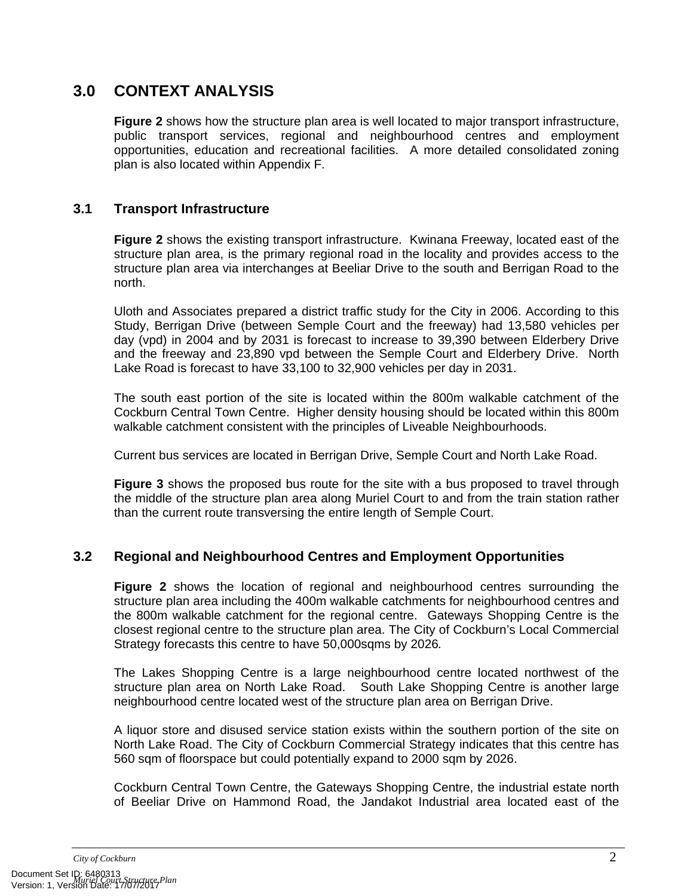## 3.0 CONTEXT ANALYSIS

**Figure 2** shows how the structure plan area is well located to major transport infrastructure, public transport services, regional and neighbourhood centres and employment opportunities, education and recreational facilities. A more detailed consolidated zoning plan is also located within Appendix F.

### 3.1 Transport Infrastructure

**Figure 2** shows the existing transport infrastructure. Kwinana Freeway, located east of the structure plan area, is the primary regional road in the locality and provides access to the structure plan area via interchanges at Beeliar Drive to the south and Berrigan Road to the north.

Uloth and Associates prepared a district traffic study for the City in 2006. According to this Study, Berrigan Drive (between Semple Court and the freeway) had 13,580 vehicles per day (vpd) in 2004 and by 2031 is forecast to increase to 39,390 between Elderbery Drive and the freeway and 23,890 vpd between the Semple Court and Elderbery Drive. North Lake Road is forecast to have 33,100 to 32,900 vehicles per day in 2031.

The south east portion of the site is located within the 800m walkable catchment of the Cockburn Central Town Centre. Higher density housing should be located within this 800m walkable catchment consistent with the principles of Liveable Neighbourhoods.

Current bus services are located in Berrigan Drive, Semple Court and North Lake Road.

**Figure 3** shows the proposed bus route for the site with a bus proposed to travel through the middle of the structure plan area along Muriel Court to and from the train station rather than the current route transversing the entire length of Semple Court.

### 3.2 Regional and Neighbourhood Centres and Employment Opportunities

**Figure 2** shows the location of regional and neighbourhood centres surrounding the structure plan area including the 400m walkable catchments for neighbourhood centres and the 800m walkable catchment for the regional centre. Gateways Shopping Centre is the closest regional centre to the structure plan area. The City of Cockburn's Local Commercial Strategy forecasts this centre to have 50,000sqms by 2026*.*

The Lakes Shopping Centre is a large neighbourhood centre located northwest of the structure plan area on North Lake Road. South Lake Shopping Centre is another large neighbourhood centre located west of the structure plan area on Berrigan Drive.

A liquor store and disused service station exists within the southern portion of the site on North Lake Road. The City of Cockburn Commercial Strategy indicates that this centre has 560 sqm of floorspace but could potentially expand to 2000 sqm by 2026.

Cockburn Central Town Centre, the Gateways Shopping Centre, the industrial estate north of Beeliar Drive on Hammond Road, the Jandakot Industrial area located east of the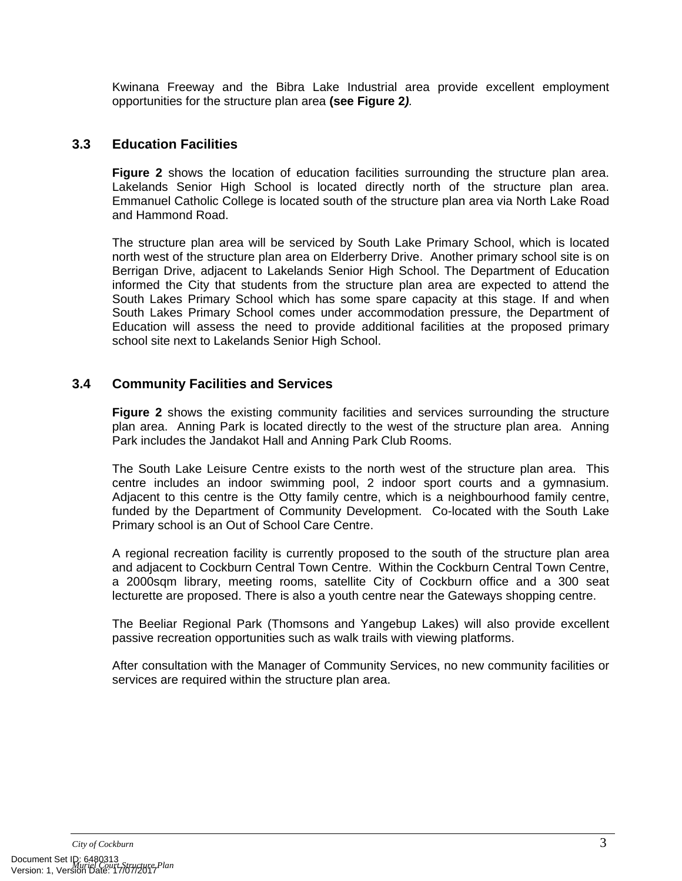Kwinana Freeway and the Bibra Lake Industrial area provide excellent employment opportunities for the structure plan area **(see Figure 2*)*.**

## 3.3 Education Facilities

**Figure 2** shows the location of education facilities surrounding the structure plan area. Lakelands Senior High School is located directly north of the structure plan area. Emmanuel Catholic College is located south of the structure plan area via North Lake Road and Hammond Road.

The structure plan area will be serviced by South Lake Primary School, which is located north west of the structure plan area on Elderberry Drive. Another primary school site is on Berrigan Drive, adjacent to Lakelands Senior High School. The Department of Education informed the City that students from the structure plan area are expected to attend the South Lakes Primary School which has some spare capacity at this stage. If and when South Lakes Primary School comes under accommodation pressure, the Department of Education will assess the need to provide additional facilities at the proposed primary school site next to Lakelands Senior High School.

## 3.4 Community Facilities and Services

**Figure 2** shows the existing community facilities and services surrounding the structure plan area. Anning Park is located directly to the west of the structure plan area. Anning Park includes the Jandakot Hall and Anning Park Club Rooms.

The South Lake Leisure Centre exists to the north west of the structure plan area. This centre includes an indoor swimming pool, 2 indoor sport courts and a gymnasium. Adjacent to this centre is the Otty family centre, which is a neighbourhood family centre, funded by the Department of Community Development. Co-located with the South Lake Primary school is an Out of School Care Centre.

A regional recreation facility is currently proposed to the south of the structure plan area and adjacent to Cockburn Central Town Centre. Within the Cockburn Central Town Centre, a 2000sqm library, meeting rooms, satellite City of Cockburn office and a 300 seat lecturette are proposed. There is also a youth centre near the Gateways shopping centre.

The Beeliar Regional Park (Thomsons and Yangebup Lakes) will also provide excellent passive recreation opportunities such as walk trails with viewing platforms.

After consultation with the Manager of Community Services, no new community facilities or services are required within the structure plan area.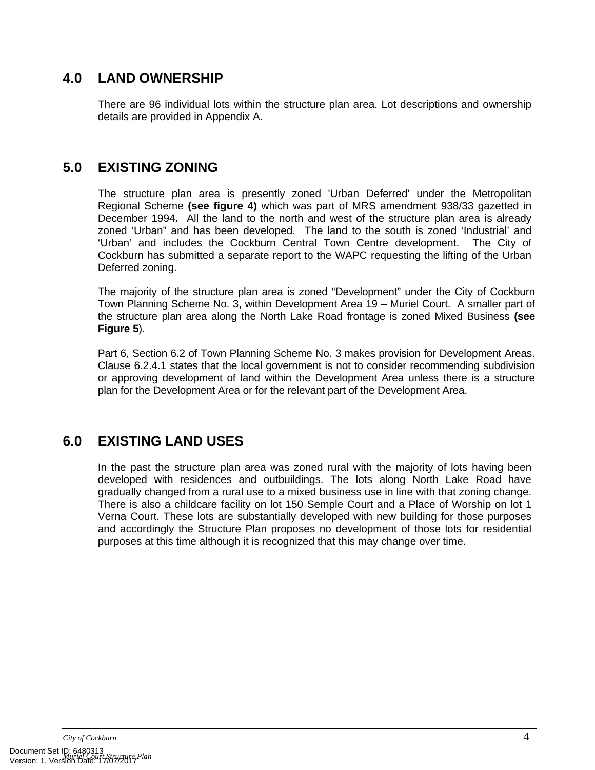## 4.0 LAND OWNERSHIP

There are 96 individual lots within the structure plan area. Lot descriptions and ownership details are provided in Appendix A.

## 5.0 EXISTING ZONING

The structure plan area is presently zoned 'Urban Deferred' under the Metropolitan Regional Scheme **(see figure 4)** which was part of MRS amendment 938/33 gazetted in December 1994**.** All the land to the north and west of the structure plan area is already zoned 'Urban" and has been developed. The land to the south is zoned 'Industrial' and 'Urban' and includes the Cockburn Central Town Centre development. The City of Cockburn has submitted a separate report to the WAPC requesting the lifting of the Urban Deferred zoning.

The majority of the structure plan area is zoned "Development" under the City of Cockburn Town Planning Scheme No. 3, within Development Area 19 – Muriel Court. A smaller part of the structure plan area along the North Lake Road frontage is zoned Mixed Business **(see Figure 5**).

Part 6, Section 6.2 of Town Planning Scheme No. 3 makes provision for Development Areas. Clause 6.2.4.1 states that the local government is not to consider recommending subdivision or approving development of land within the Development Area unless there is a structure plan for the Development Area or for the relevant part of the Development Area.

## 6.0 EXISTING LAND USES

In the past the structure plan area was zoned rural with the majority of lots having been developed with residences and outbuildings. The lots along North Lake Road have gradually changed from a rural use to a mixed business use in line with that zoning change. There is also a childcare facility on lot 150 Semple Court and a Place of Worship on lot 1 Verna Court. These lots are substantially developed with new building for those purposes and accordingly the Structure Plan proposes no development of those lots for residential purposes at this time although it is recognized that this may change over time.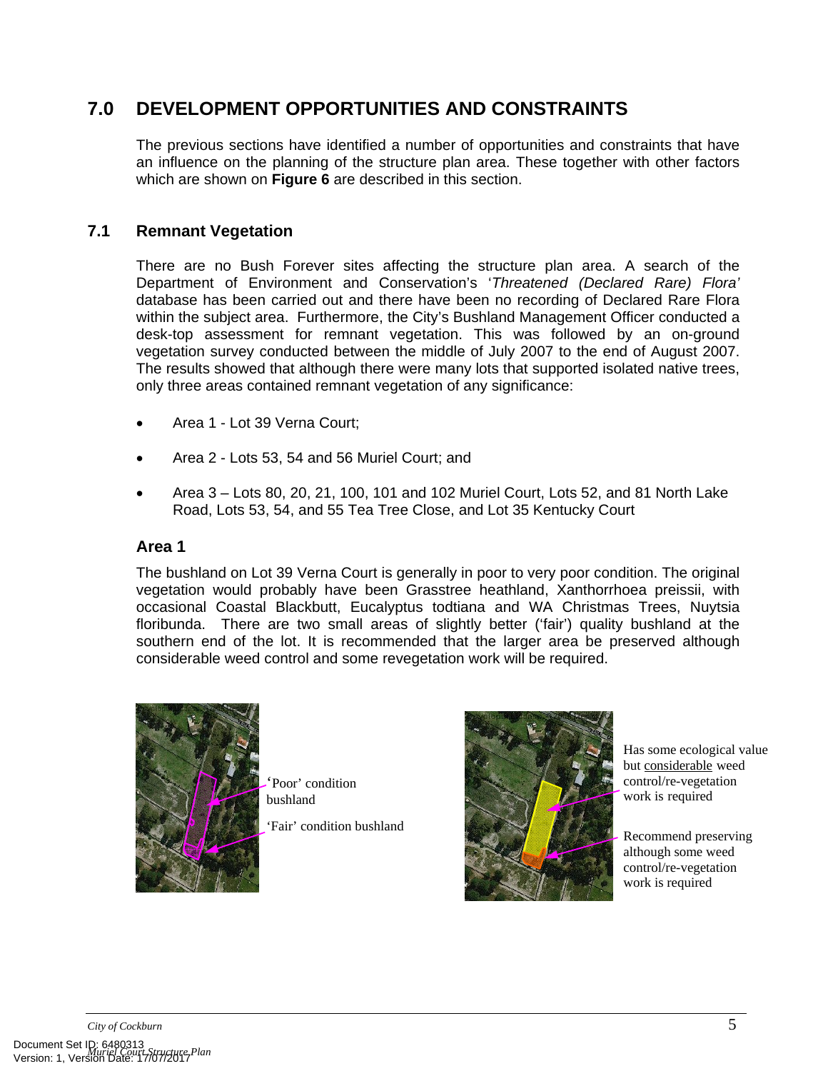## 7.0 DEVELOPMENT OPPORTUNITIES AND CONSTRAINTS

The previous sections have identified a number of opportunities and constraints that have an influence on the planning of the structure plan area. These together with other factors which are shown on **Figure 6** are described in this section.

### 7.1 Remnant Vegetation

There are no Bush Forever sites affecting the structure plan area. A search of the Department of Environment and Conservation's '*Threatened (Declared Rare) Flora'* database has been carried out and there have been no recording of Declared Rare Flora within the subject area. Furthermore, the City's Bushland Management Officer conducted a desk-top assessment for remnant vegetation. This was followed by an on-ground vegetation survey conducted between the middle of July 2007 to the end of August 2007. The results showed that although there were many lots that supported isolated native trees, only three areas contained remnant vegetation of any significance:

- Area 1 - Lot 39 Verna Court;
- Area 2 - Lots 53, 54 and 56 Muriel Court; and
- Area 3 – Lots 80, 20, 21, 100, 101 and 102 Muriel Court, Lots 52, and 81 North Lake Road, Lots 53, 54, and 55 Tea Tree Close, and Lot 35 Kentucky Court

#### Area 1

The bushland on Lot 39 Verna Court is generally in poor to very poor condition. The original vegetation would probably have been Grasstree heathland, Xanthorrhoea preissii, with occasional Coastal Blackbutt, Eucalyptus todtiana and WA Christmas Trees, Nuytsia floribunda. There are two small areas of slightly better ('fair') quality bushland at the southern end of the lot. It is recommended that the larger area be preserved although considerable weed control and some revegetation work will be required.

'Poor' condition bushland

'Fair' condition bushland

Has some ecological value but considerable weed control/re-vegetation work is required

Recommend preserving although some weed control/re-vegetation work is required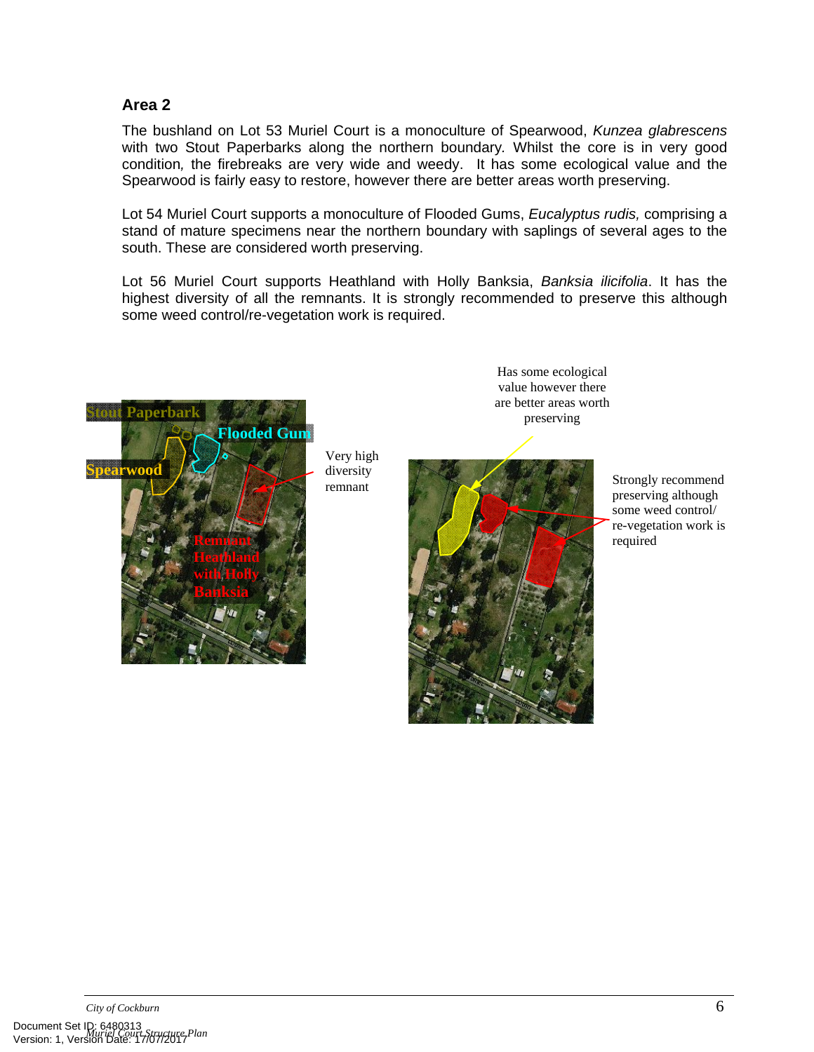### Area 2

The bushland on Lot 53 Muriel Court is a monoculture of Spearwood, *Kunzea glabrescens* with two Stout Paperbarks along the northern boundary. Whilst the core is in very good condition, the firebreaks are very wide and weedy. It has some ecological value and the Spearwood is fairly easy to restore, however there are better areas worth preserving.

Lot 54 Muriel Court supports a monoculture of Flooded Gums, *Eucalyptus rudis,* comprising a stand of mature specimens near the northern boundary with saplings of several ages to the south. These are considered worth preserving.

Lot 56 Muriel Court supports Heathland with Holly Banksia, *Banksia ilicifolia*. It has the highest diversity of all the remnants. It is strongly recommended to preserve this although some weed control/re-vegetation work is required.

Stout Paperbark

Flooded Gum

Spearwood

Remnant Heathland with Holly Banksia

Very high diversity remnant

Has some ecological value however there are better areas worth preserving

Strongly recommend preserving although some weed control/ re-vegetation work is required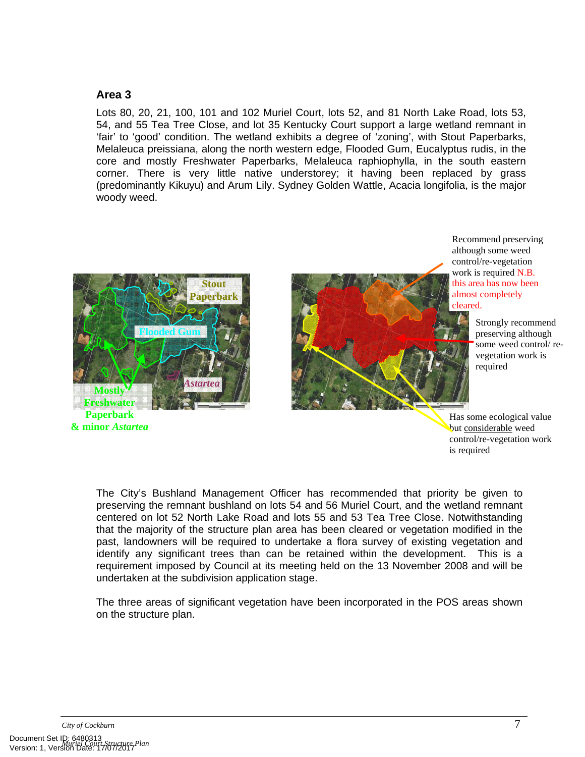### Area 3

Lots 80, 20, 21, 100, 101 and 102 Muriel Court, lots 52, and 81 North Lake Road, lots 53, 54, and 55 Tea Tree Close, and lot 35 Kentucky Court support a large wetland remnant in 'fair' to 'good' condition. The wetland exhibits a degree of 'zoning', with Stout Paperbarks, Melaleuca preissiana, along the north western edge, Flooded Gum, Eucalyptus rudis, in the core and mostly Freshwater Paperbarks, Melaleuca raphiophylla, in the south eastern corner. There is very little native understorey; it having been replaced by grass (predominantly Kikuyu) and Arum Lily. Sydney Golden Wattle, Acacia longifolia, is the major woody weed.

Stout Paperbark

Flooded Gum

Astartea

Mostly Freshwater Paperbark & minor *Astartea*

Recommend preserving although some weed control/re-vegetation work is required N.B. this area has now been almost completely cleared.

Strongly recommend preserving although some weed control/ re-vegetation work is required

Has some ecological value but considerable weed control/re-vegetation work is required

The City's Bushland Management Officer has recommended that priority be given to preserving the remnant bushland on lots 54 and 56 Muriel Court, and the wetland remnant centered on lot 52 North Lake Road and lots 55 and 53 Tea Tree Close. Notwithstanding that the majority of the structure plan area has been cleared or vegetation modified in the past, landowners will be required to undertake a flora survey of existing vegetation and identify any significant trees than can be retained within the development. This is a requirement imposed by Council at its meeting held on the 13 November 2008 and will be undertaken at the subdivision application stage.

The three areas of significant vegetation have been incorporated in the POS areas shown on the structure plan.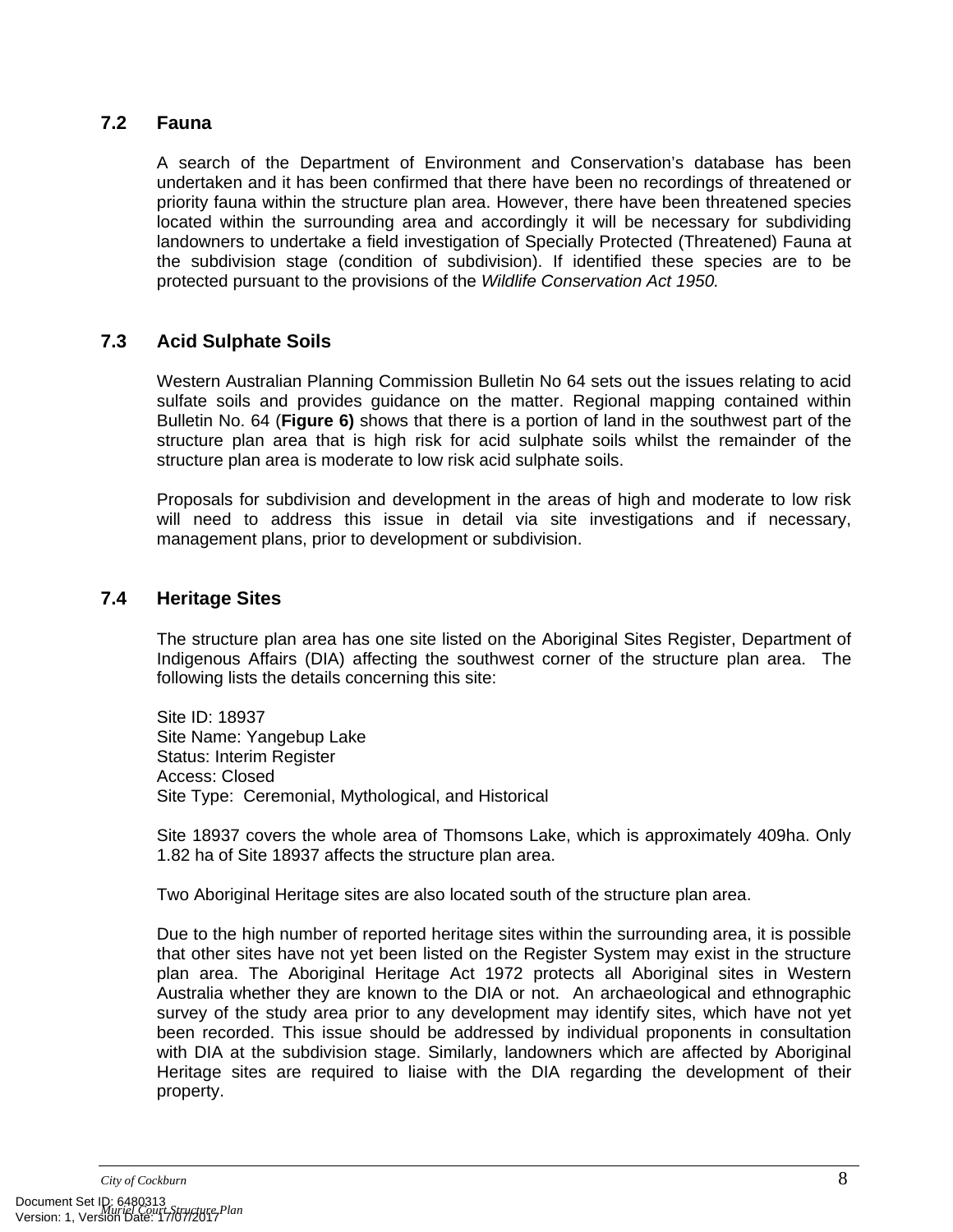## 7.2 Fauna

A search of the Department of Environment and Conservation's database has been undertaken and it has been confirmed that there have been no recordings of threatened or priority fauna within the structure plan area. However, there have been threatened species located within the surrounding area and accordingly it will be necessary for subdividing landowners to undertake a field investigation of Specially Protected (Threatened) Fauna at the subdivision stage (condition of subdivision). If identified these species are to be protected pursuant to the provisions of the *Wildlife Conservation Act 1950.*

## 7.3 Acid Sulphate Soils

Western Australian Planning Commission Bulletin No 64 sets out the issues relating to acid sulfate soils and provides guidance on the matter. Regional mapping contained within Bulletin No. 64 (**Figure 6)** shows that there is a portion of land in the southwest part of the structure plan area that is high risk for acid sulphate soils whilst the remainder of the structure plan area is moderate to low risk acid sulphate soils.

Proposals for subdivision and development in the areas of high and moderate to low risk will need to address this issue in detail via site investigations and if necessary, management plans, prior to development or subdivision.

## 7.4 Heritage Sites

The structure plan area has one site listed on the Aboriginal Sites Register, Department of Indigenous Affairs (DIA) affecting the southwest corner of the structure plan area. The following lists the details concerning this site:

Site ID: 18937
Site Name: Yangebup Lake
Status: Interim Register
Access: Closed
Site Type: Ceremonial, Mythological, and Historical

Site 18937 covers the whole area of Thomsons Lake, which is approximately 409ha. Only 1.82 ha of Site 18937 affects the structure plan area.

Two Aboriginal Heritage sites are also located south of the structure plan area.

Due to the high number of reported heritage sites within the surrounding area, it is possible that other sites have not yet been listed on the Register System may exist in the structure plan area. The Aboriginal Heritage Act 1972 protects all Aboriginal sites in Western Australia whether they are known to the DIA or not. An archaeological and ethnographic survey of the study area prior to any development may identify sites, which have not yet been recorded. This issue should be addressed by individual proponents in consultation with DIA at the subdivision stage. Similarly, landowners which are affected by Aboriginal Heritage sites are required to liaise with the DIA regarding the development of their property.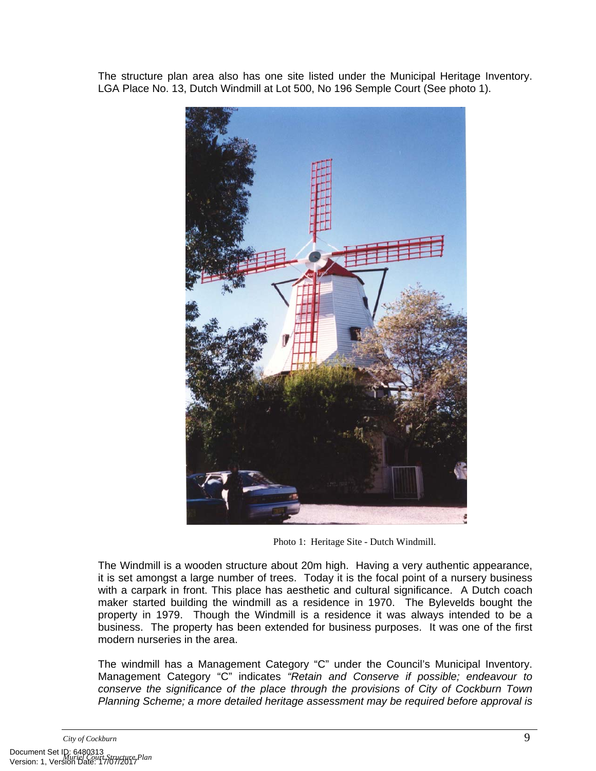The structure plan area also has one site listed under the Municipal Heritage Inventory. LGA Place No. 13, Dutch Windmill at Lot 500, No 196 Semple Court (See photo 1).

Photo 1: Heritage Site - Dutch Windmill.

The Windmill is a wooden structure about 20m high. Having a very authentic appearance, it is set amongst a large number of trees. Today it is the focal point of a nursery business with a carpark in front. This place has aesthetic and cultural significance. A Dutch coach maker started building the windmill as a residence in 1970. The Bylevelds bought the property in 1979. Though the Windmill is a residence it was always intended to be a business. The property has been extended for business purposes. It was one of the first modern nurseries in the area.

The windmill has a Management Category "C" under the Council's Municipal Inventory. Management Category "C" indicates *"Retain and Conserve if possible; endeavour to conserve the significance of the place through the provisions of City of Cockburn Town Planning Scheme; a more detailed heritage assessment may be required before approval is*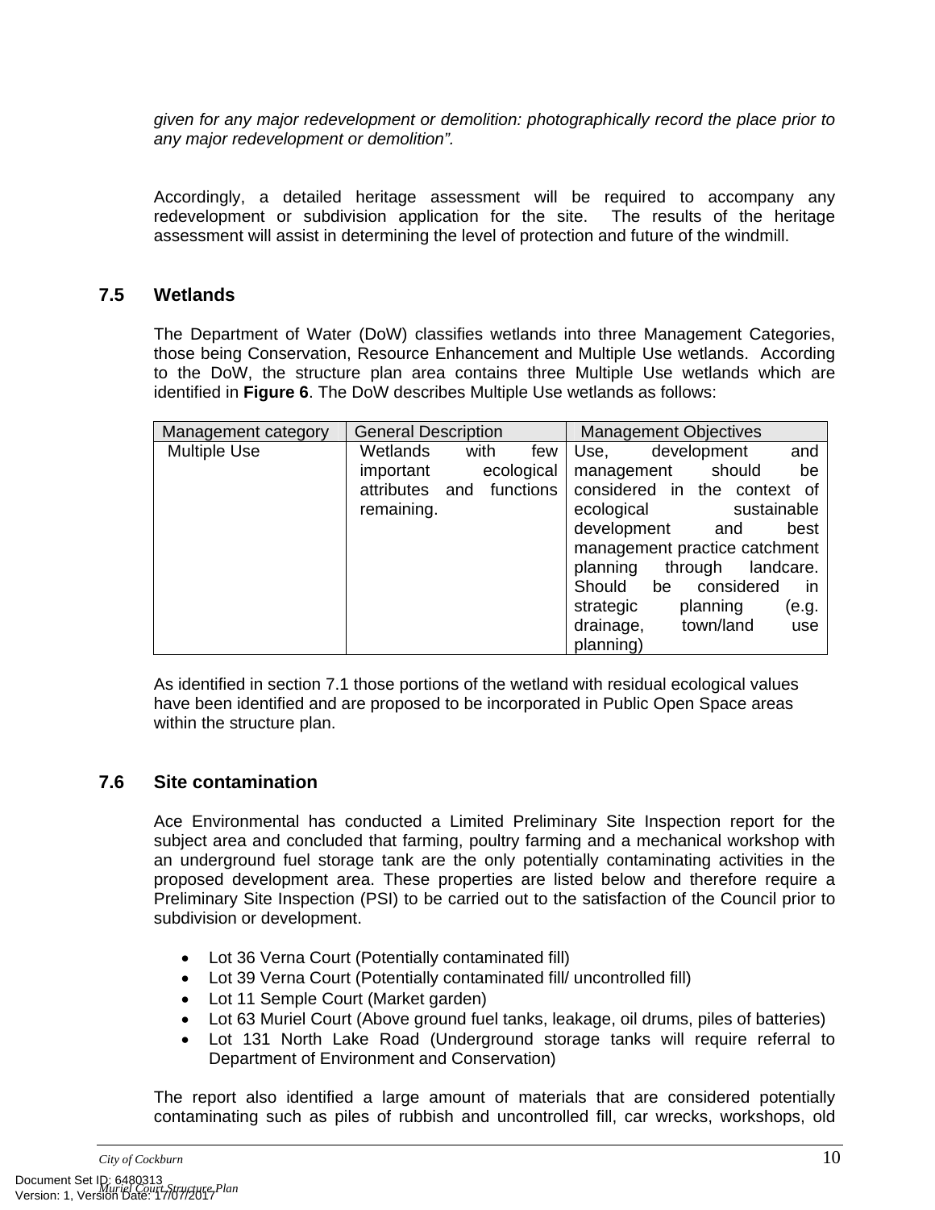*given for any major redevelopment or demolition: photographically record the place prior to any major redevelopment or demolition".*

Accordingly, a detailed heritage assessment will be required to accompany any redevelopment or subdivision application for the site. The results of the heritage assessment will assist in determining the level of protection and future of the windmill.

## 7.5 Wetlands

The Department of Water (DoW) classifies wetlands into three Management Categories, those being Conservation, Resource Enhancement and Multiple Use wetlands. According to the DoW, the structure plan area contains three Multiple Use wetlands which are identified in **Figure 6**. The DoW describes Multiple Use wetlands as follows:

| Management category | General Description | Management Objectives |
|---|---|---|
| Multiple Use | Wetlands with few important ecological attributes and functions remaining. | Use, development and management should be considered in the context of ecological sustainable development and best management practice catchment planning through landcare. Should be considered in strategic planning (e.g. drainage, town/land use planning) |

As identified in section 7.1 those portions of the wetland with residual ecological values have been identified and are proposed to be incorporated in Public Open Space areas within the structure plan.

## 7.6 Site contamination

Ace Environmental has conducted a Limited Preliminary Site Inspection report for the subject area and concluded that farming, poultry farming and a mechanical workshop with an underground fuel storage tank are the only potentially contaminating activities in the proposed development area. These properties are listed below and therefore require a Preliminary Site Inspection (PSI) to be carried out to the satisfaction of the Council prior to subdivision or development.

- Lot 36 Verna Court (Potentially contaminated fill)
- Lot 39 Verna Court (Potentially contaminated fill/ uncontrolled fill)
- Lot 11 Semple Court (Market garden)
- Lot 63 Muriel Court (Above ground fuel tanks, leakage, oil drums, piles of batteries)
- Lot 131 North Lake Road (Underground storage tanks will require referral to Department of Environment and Conservation)

The report also identified a large amount of materials that are considered potentially contaminating such as piles of rubbish and uncontrolled fill, car wrecks, workshops, old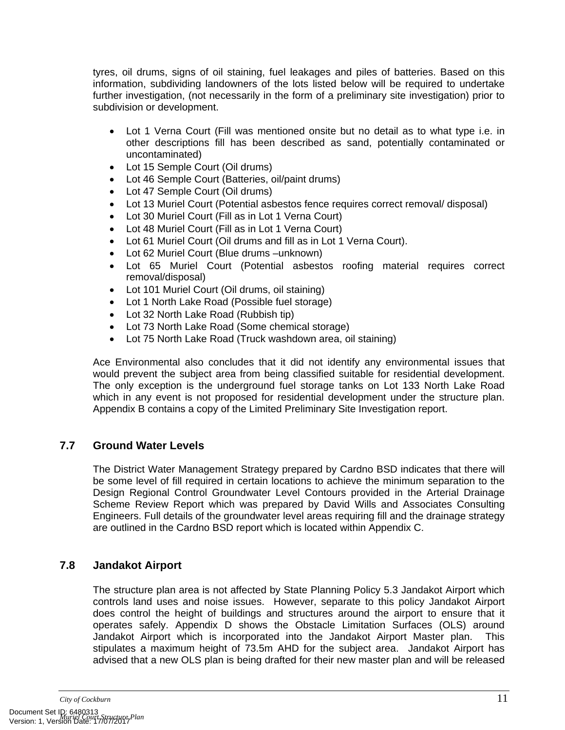tyres, oil drums, signs of oil staining, fuel leakages and piles of batteries. Based on this information, subdividing landowners of the lots listed below will be required to undertake further investigation, (not necessarily in the form of a preliminary site investigation) prior to subdivision or development.

- Lot 1 Verna Court (Fill was mentioned onsite but no detail as to what type i.e. in other descriptions fill has been described as sand, potentially contaminated or uncontaminated)
- Lot 15 Semple Court (Oil drums)
- Lot 46 Semple Court (Batteries, oil/paint drums)
- Lot 47 Semple Court (Oil drums)
- Lot 13 Muriel Court (Potential asbestos fence requires correct removal/ disposal)
- Lot 30 Muriel Court (Fill as in Lot 1 Verna Court)
- Lot 48 Muriel Court (Fill as in Lot 1 Verna Court)
- Lot 61 Muriel Court (Oil drums and fill as in Lot 1 Verna Court).
- Lot 62 Muriel Court (Blue drums –unknown)
- Lot 65 Muriel Court (Potential asbestos roofing material requires correct removal/disposal)
- Lot 101 Muriel Court (Oil drums, oil staining)
- Lot 1 North Lake Road (Possible fuel storage)
- Lot 32 North Lake Road (Rubbish tip)
- Lot 73 North Lake Road (Some chemical storage)
- Lot 75 North Lake Road (Truck washdown area, oil staining)

Ace Environmental also concludes that it did not identify any environmental issues that would prevent the subject area from being classified suitable for residential development. The only exception is the underground fuel storage tanks on Lot 133 North Lake Road which in any event is not proposed for residential development under the structure plan. Appendix B contains a copy of the Limited Preliminary Site Investigation report.

## 7.7 Ground Water Levels

The District Water Management Strategy prepared by Cardno BSD indicates that there will be some level of fill required in certain locations to achieve the minimum separation to the Design Regional Control Groundwater Level Contours provided in the Arterial Drainage Scheme Review Report which was prepared by David Wills and Associates Consulting Engineers. Full details of the groundwater level areas requiring fill and the drainage strategy are outlined in the Cardno BSD report which is located within Appendix C.

## 7.8 Jandakot Airport

The structure plan area is not affected by State Planning Policy 5.3 Jandakot Airport which controls land uses and noise issues. However, separate to this policy Jandakot Airport does control the height of buildings and structures around the airport to ensure that it operates safely. Appendix D shows the Obstacle Limitation Surfaces (OLS) around Jandakot Airport which is incorporated into the Jandakot Airport Master plan. This stipulates a maximum height of 73.5m AHD for the subject area. Jandakot Airport has advised that a new OLS plan is being drafted for their new master plan and will be released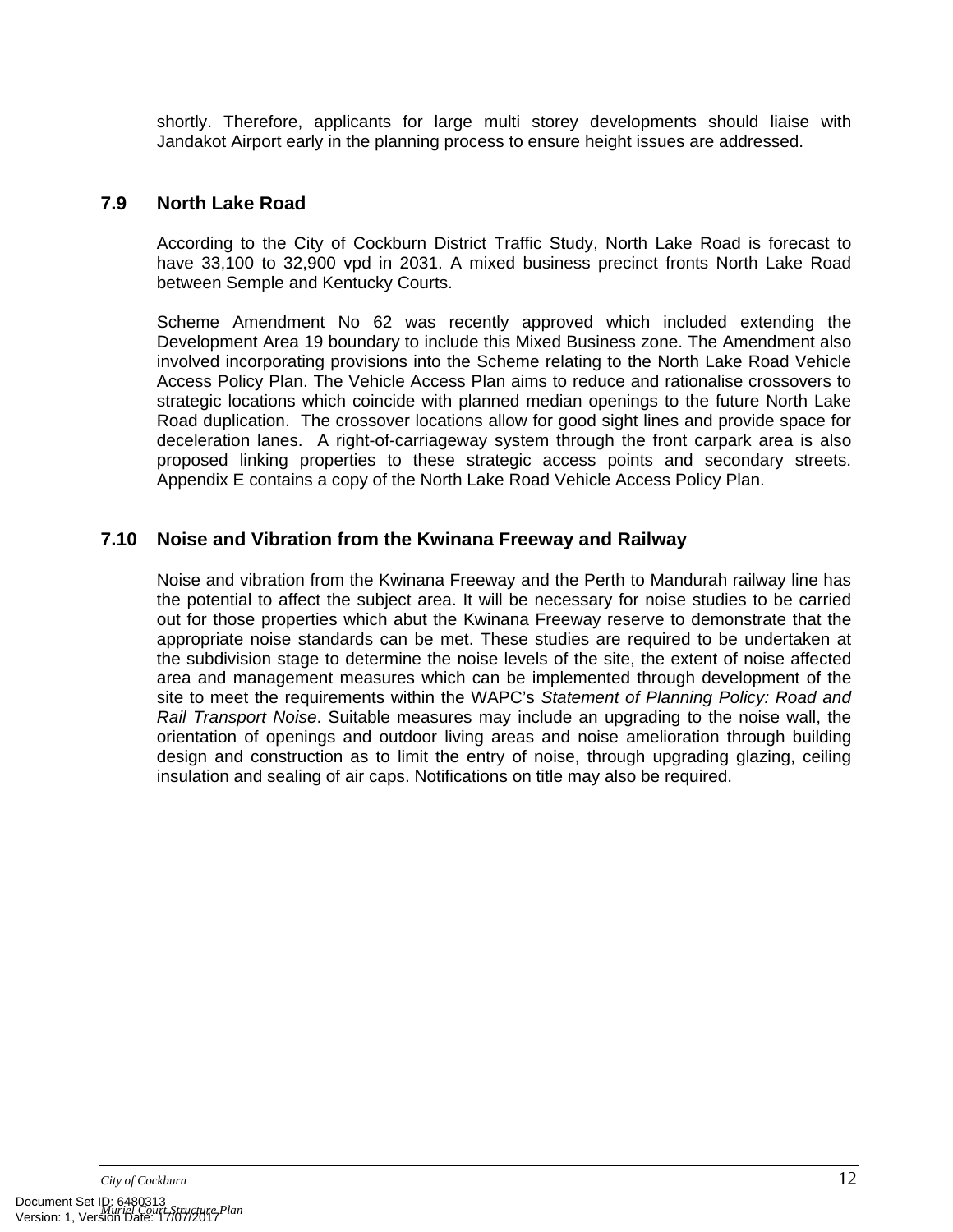shortly. Therefore, applicants for large multi storey developments should liaise with Jandakot Airport early in the planning process to ensure height issues are addressed.

## 7.9 North Lake Road

According to the City of Cockburn District Traffic Study, North Lake Road is forecast to have 33,100 to 32,900 vpd in 2031. A mixed business precinct fronts North Lake Road between Semple and Kentucky Courts.

Scheme Amendment No 62 was recently approved which included extending the Development Area 19 boundary to include this Mixed Business zone. The Amendment also involved incorporating provisions into the Scheme relating to the North Lake Road Vehicle Access Policy Plan. The Vehicle Access Plan aims to reduce and rationalise crossovers to strategic locations which coincide with planned median openings to the future North Lake Road duplication. The crossover locations allow for good sight lines and provide space for deceleration lanes. A right-of-carriageway system through the front carpark area is also proposed linking properties to these strategic access points and secondary streets. Appendix E contains a copy of the North Lake Road Vehicle Access Policy Plan.

## 7.10 Noise and Vibration from the Kwinana Freeway and Railway

Noise and vibration from the Kwinana Freeway and the Perth to Mandurah railway line has the potential to affect the subject area. It will be necessary for noise studies to be carried out for those properties which abut the Kwinana Freeway reserve to demonstrate that the appropriate noise standards can be met. These studies are required to be undertaken at the subdivision stage to determine the noise levels of the site, the extent of noise affected area and management measures which can be implemented through development of the site to meet the requirements within the WAPC's *Statement of Planning Policy: Road and Rail Transport Noise*. Suitable measures may include an upgrading to the noise wall, the orientation of openings and outdoor living areas and noise amelioration through building design and construction as to limit the entry of noise, through upgrading glazing, ceiling insulation and sealing of air caps. Notifications on title may also be required.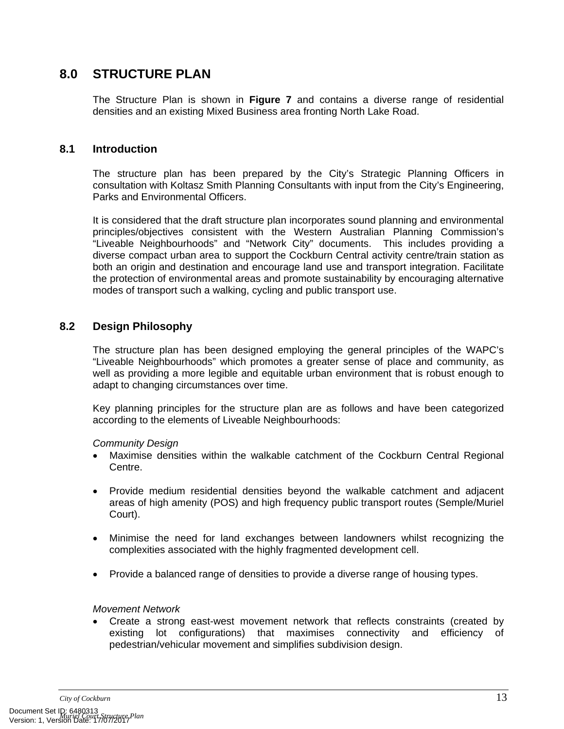## 8.0 STRUCTURE PLAN

The Structure Plan is shown in **Figure 7** and contains a diverse range of residential densities and an existing Mixed Business area fronting North Lake Road.

### 8.1 Introduction

The structure plan has been prepared by the City's Strategic Planning Officers in consultation with Koltasz Smith Planning Consultants with input from the City's Engineering, Parks and Environmental Officers.

It is considered that the draft structure plan incorporates sound planning and environmental principles/objectives consistent with the Western Australian Planning Commission's "Liveable Neighbourhoods" and "Network City" documents. This includes providing a diverse compact urban area to support the Cockburn Central activity centre/train station as both an origin and destination and encourage land use and transport integration. Facilitate the protection of environmental areas and promote sustainability by encouraging alternative modes of transport such a walking, cycling and public transport use.

### 8.2 Design Philosophy

The structure plan has been designed employing the general principles of the WAPC's "Liveable Neighbourhoods" which promotes a greater sense of place and community, as well as providing a more legible and equitable urban environment that is robust enough to adapt to changing circumstances over time.

Key planning principles for the structure plan are as follows and have been categorized according to the elements of Liveable Neighbourhoods:

*Community Design*

- Maximise densities within the walkable catchment of the Cockburn Central Regional Centre.
- Provide medium residential densities beyond the walkable catchment and adjacent areas of high amenity (POS) and high frequency public transport routes (Semple/Muriel Court).
- Minimise the need for land exchanges between landowners whilst recognizing the complexities associated with the highly fragmented development cell.
- Provide a balanced range of densities to provide a diverse range of housing types.

*Movement Network*

- Create a strong east-west movement network that reflects constraints (created by existing lot configurations) that maximises connectivity and efficiency of pedestrian/vehicular movement and simplifies subdivision design.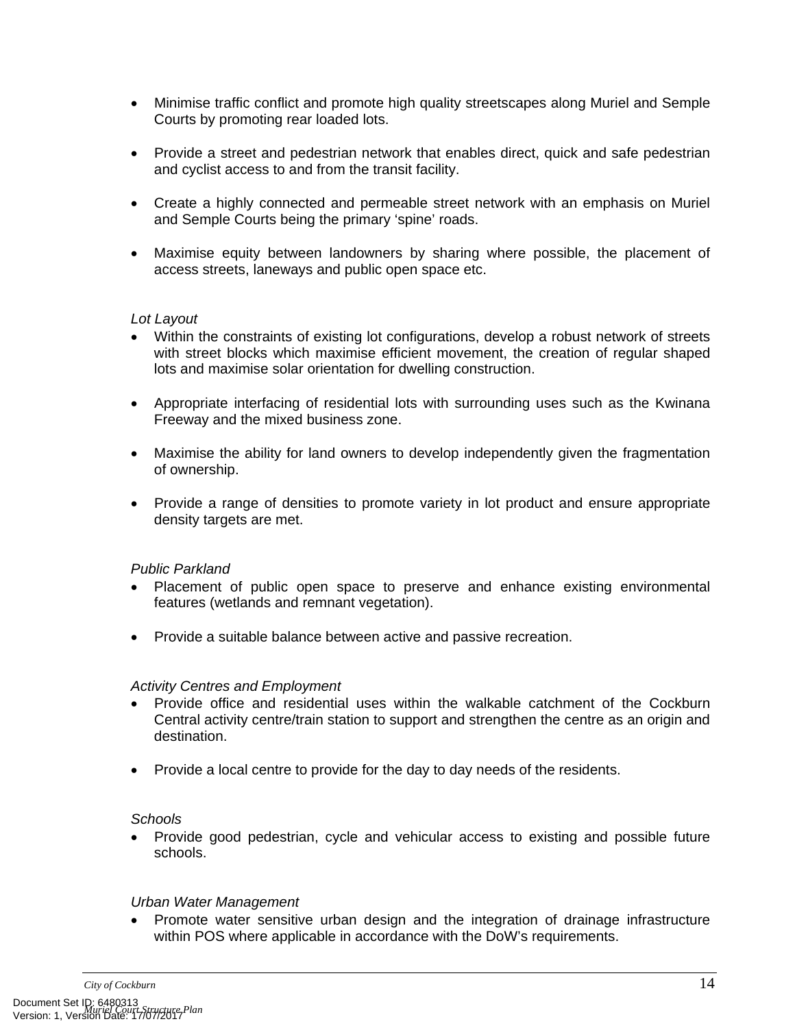- Minimise traffic conflict and promote high quality streetscapes along Muriel and Semple Courts by promoting rear loaded lots.

- Provide a street and pedestrian network that enables direct, quick and safe pedestrian and cyclist access to and from the transit facility.

- Create a highly connected and permeable street network with an emphasis on Muriel and Semple Courts being the primary 'spine' roads.

- Maximise equity between landowners by sharing where possible, the placement of access streets, laneways and public open space etc.

*Lot Layout*

- Within the constraints of existing lot configurations, develop a robust network of streets with street blocks which maximise efficient movement, the creation of regular shaped lots and maximise solar orientation for dwelling construction.

- Appropriate interfacing of residential lots with surrounding uses such as the Kwinana Freeway and the mixed business zone.

- Maximise the ability for land owners to develop independently given the fragmentation of ownership.

- Provide a range of densities to promote variety in lot product and ensure appropriate density targets are met.

*Public Parkland*

- Placement of public open space to preserve and enhance existing environmental features (wetlands and remnant vegetation).

- Provide a suitable balance between active and passive recreation.

*Activity Centres and Employment*

- Provide office and residential uses within the walkable catchment of the Cockburn Central activity centre/train station to support and strengthen the centre as an origin and destination.

- Provide a local centre to provide for the day to day needs of the residents.

*Schools*

- Provide good pedestrian, cycle and vehicular access to existing and possible future schools.

*Urban Water Management*

- Promote water sensitive urban design and the integration of drainage infrastructure within POS where applicable in accordance with the DoW's requirements.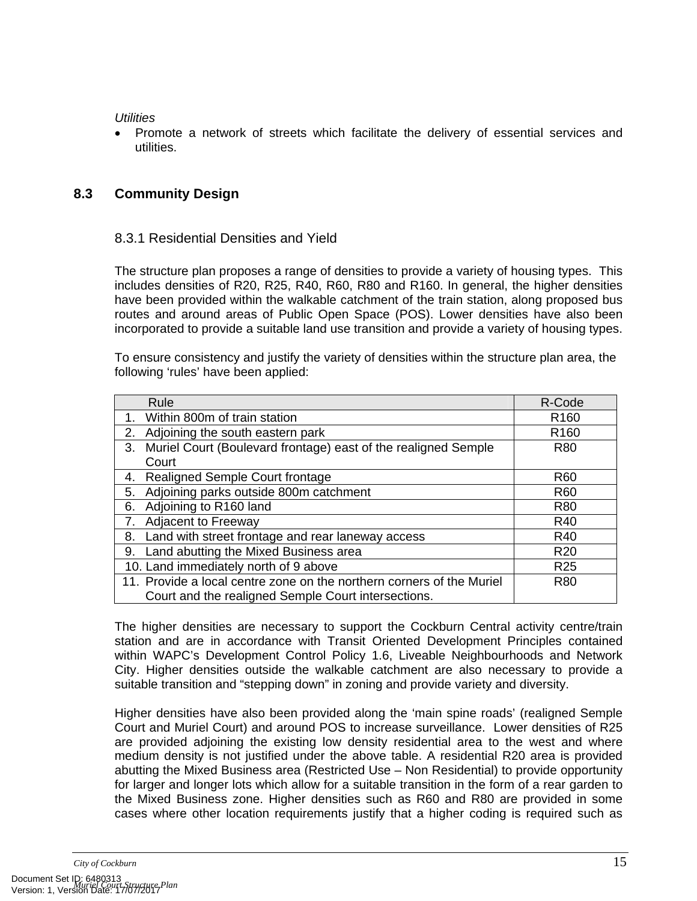*Utilities*

- Promote a network of streets which facilitate the delivery of essential services and utilities.

## 8.3 Community Design

### 8.3.1 Residential Densities and Yield

The structure plan proposes a range of densities to provide a variety of housing types. This includes densities of R20, R25, R40, R60, R80 and R160. In general, the higher densities have been provided within the walkable catchment of the train station, along proposed bus routes and around areas of Public Open Space (POS). Lower densities have also been incorporated to provide a suitable land use transition and provide a variety of housing types.

To ensure consistency and justify the variety of densities within the structure plan area, the following 'rules' have been applied:

| Rule | R-Code |
|---|---|
| 1. Within 800m of train station | R160 |
| 2. Adjoining the south eastern park | R160 |
| 3. Muriel Court (Boulevard frontage) east of the realigned Semple Court | R80 |
| 4. Realigned Semple Court frontage | R60 |
| 5. Adjoining parks outside 800m catchment | R60 |
| 6. Adjoining to R160 land | R80 |
| 7. Adjacent to Freeway | R40 |
| 8. Land with street frontage and rear laneway access | R40 |
| 9. Land abutting the Mixed Business area | R20 |
| 10. Land immediately north of 9 above | R25 |
| 11. Provide a local centre zone on the northern corners of the Muriel Court and the realigned Semple Court intersections. | R80 |

The higher densities are necessary to support the Cockburn Central activity centre/train station and are in accordance with Transit Oriented Development Principles contained within WAPC's Development Control Policy 1.6, Liveable Neighbourhoods and Network City. Higher densities outside the walkable catchment are also necessary to provide a suitable transition and "stepping down" in zoning and provide variety and diversity.

Higher densities have also been provided along the 'main spine roads' (realigned Semple Court and Muriel Court) and around POS to increase surveillance. Lower densities of R25 are provided adjoining the existing low density residential area to the west and where medium density is not justified under the above table. A residential R20 area is provided abutting the Mixed Business area (Restricted Use – Non Residential) to provide opportunity for larger and longer lots which allow for a suitable transition in the form of a rear garden to the Mixed Business zone. Higher densities such as R60 and R80 are provided in some cases where other location requirements justify that a higher coding is required such as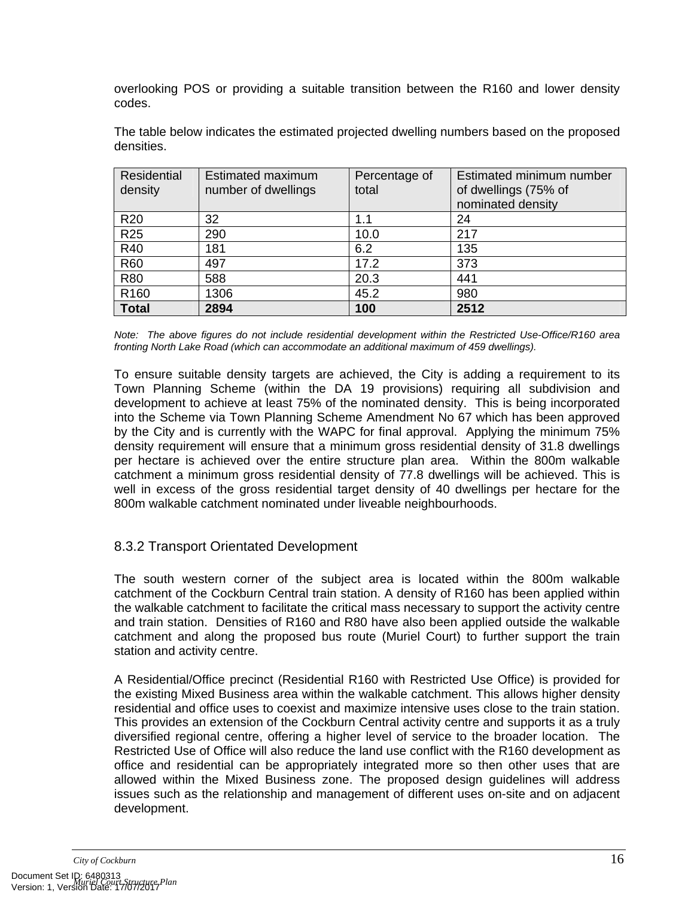overlooking POS or providing a suitable transition between the R160 and lower density codes.

The table below indicates the estimated projected dwelling numbers based on the proposed densities.

| Residential density | Estimated maximum number of dwellings | Percentage of total | Estimated minimum number of dwellings (75% of nominated density |
|---|---|---|---|
| R20 | 32 | 1.1 | 24 |
| R25 | 290 | 10.0 | 217 |
| R40 | 181 | 6.2 | 135 |
| R60 | 497 | 17.2 | 373 |
| R80 | 588 | 20.3 | 441 |
| R160 | 1306 | 45.2 | 980 |
| **Total** | **2894** | **100** | **2512** |

*Note: The above figures do not include residential development within the Restricted Use-Office/R160 area fronting North Lake Road (which can accommodate an additional maximum of 459 dwellings).*

To ensure suitable density targets are achieved, the City is adding a requirement to its Town Planning Scheme (within the DA 19 provisions) requiring all subdivision and development to achieve at least 75% of the nominated density. This is being incorporated into the Scheme via Town Planning Scheme Amendment No 67 which has been approved by the City and is currently with the WAPC for final approval. Applying the minimum 75% density requirement will ensure that a minimum gross residential density of 31.8 dwellings per hectare is achieved over the entire structure plan area. Within the 800m walkable catchment a minimum gross residential density of 77.8 dwellings will be achieved. This is well in excess of the gross residential target density of 40 dwellings per hectare for the 800m walkable catchment nominated under liveable neighbourhoods.

### 8.3.2 Transport Orientated Development

The south western corner of the subject area is located within the 800m walkable catchment of the Cockburn Central train station. A density of R160 has been applied within the walkable catchment to facilitate the critical mass necessary to support the activity centre and train station. Densities of R160 and R80 have also been applied outside the walkable catchment and along the proposed bus route (Muriel Court) to further support the train station and activity centre.

A Residential/Office precinct (Residential R160 with Restricted Use Office) is provided for the existing Mixed Business area within the walkable catchment. This allows higher density residential and office uses to coexist and maximize intensive uses close to the train station. This provides an extension of the Cockburn Central activity centre and supports it as a truly diversified regional centre, offering a higher level of service to the broader location. The Restricted Use of Office will also reduce the land use conflict with the R160 development as office and residential can be appropriately integrated more so then other uses that are allowed within the Mixed Business zone. The proposed design guidelines will address issues such as the relationship and management of different uses on-site and on adjacent development.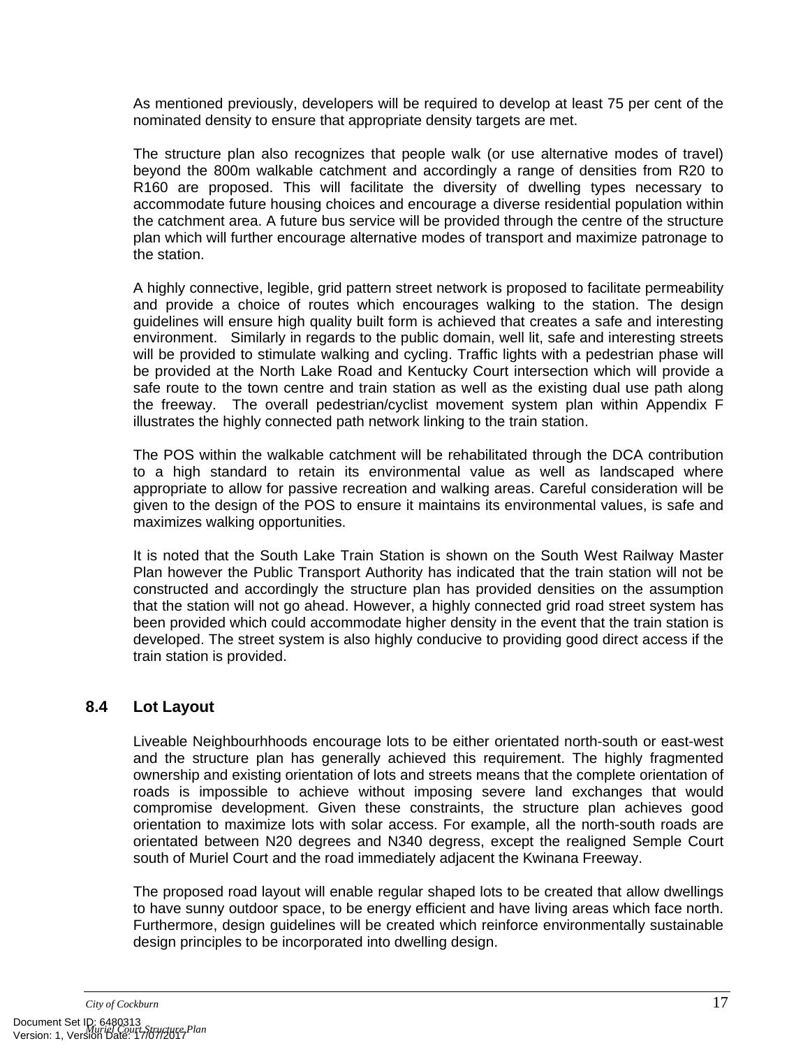As mentioned previously, developers will be required to develop at least 75 per cent of the nominated density to ensure that appropriate density targets are met.

The structure plan also recognizes that people walk (or use alternative modes of travel) beyond the 800m walkable catchment and accordingly a range of densities from R20 to R160 are proposed. This will facilitate the diversity of dwelling types necessary to accommodate future housing choices and encourage a diverse residential population within the catchment area. A future bus service will be provided through the centre of the structure plan which will further encourage alternative modes of transport and maximize patronage to the station.

A highly connective, legible, grid pattern street network is proposed to facilitate permeability and provide a choice of routes which encourages walking to the station. The design guidelines will ensure high quality built form is achieved that creates a safe and interesting environment. Similarly in regards to the public domain, well lit, safe and interesting streets will be provided to stimulate walking and cycling. Traffic lights with a pedestrian phase will be provided at the North Lake Road and Kentucky Court intersection which will provide a safe route to the town centre and train station as well as the existing dual use path along the freeway. The overall pedestrian/cyclist movement system plan within Appendix F illustrates the highly connected path network linking to the train station.

The POS within the walkable catchment will be rehabilitated through the DCA contribution to a high standard to retain its environmental value as well as landscaped where appropriate to allow for passive recreation and walking areas. Careful consideration will be given to the design of the POS to ensure it maintains its environmental values, is safe and maximizes walking opportunities.

It is noted that the South Lake Train Station is shown on the South West Railway Master Plan however the Public Transport Authority has indicated that the train station will not be constructed and accordingly the structure plan has provided densities on the assumption that the station will not go ahead. However, a highly connected grid road street system has been provided which could accommodate higher density in the event that the train station is developed. The street system is also highly conducive to providing good direct access if the train station is provided.

## 8.4 Lot Layout

Liveable Neighbourhhoods encourage lots to be either orientated north-south or east-west and the structure plan has generally achieved this requirement. The highly fragmented ownership and existing orientation of lots and streets means that the complete orientation of roads is impossible to achieve without imposing severe land exchanges that would compromise development. Given these constraints, the structure plan achieves good orientation to maximize lots with solar access. For example, all the north-south roads are orientated between N20 degrees and N340 degress, except the realigned Semple Court south of Muriel Court and the road immediately adjacent the Kwinana Freeway.

The proposed road layout will enable regular shaped lots to be created that allow dwellings to have sunny outdoor space, to be energy efficient and have living areas which face north. Furthermore, design guidelines will be created which reinforce environmentally sustainable design principles to be incorporated into dwelling design.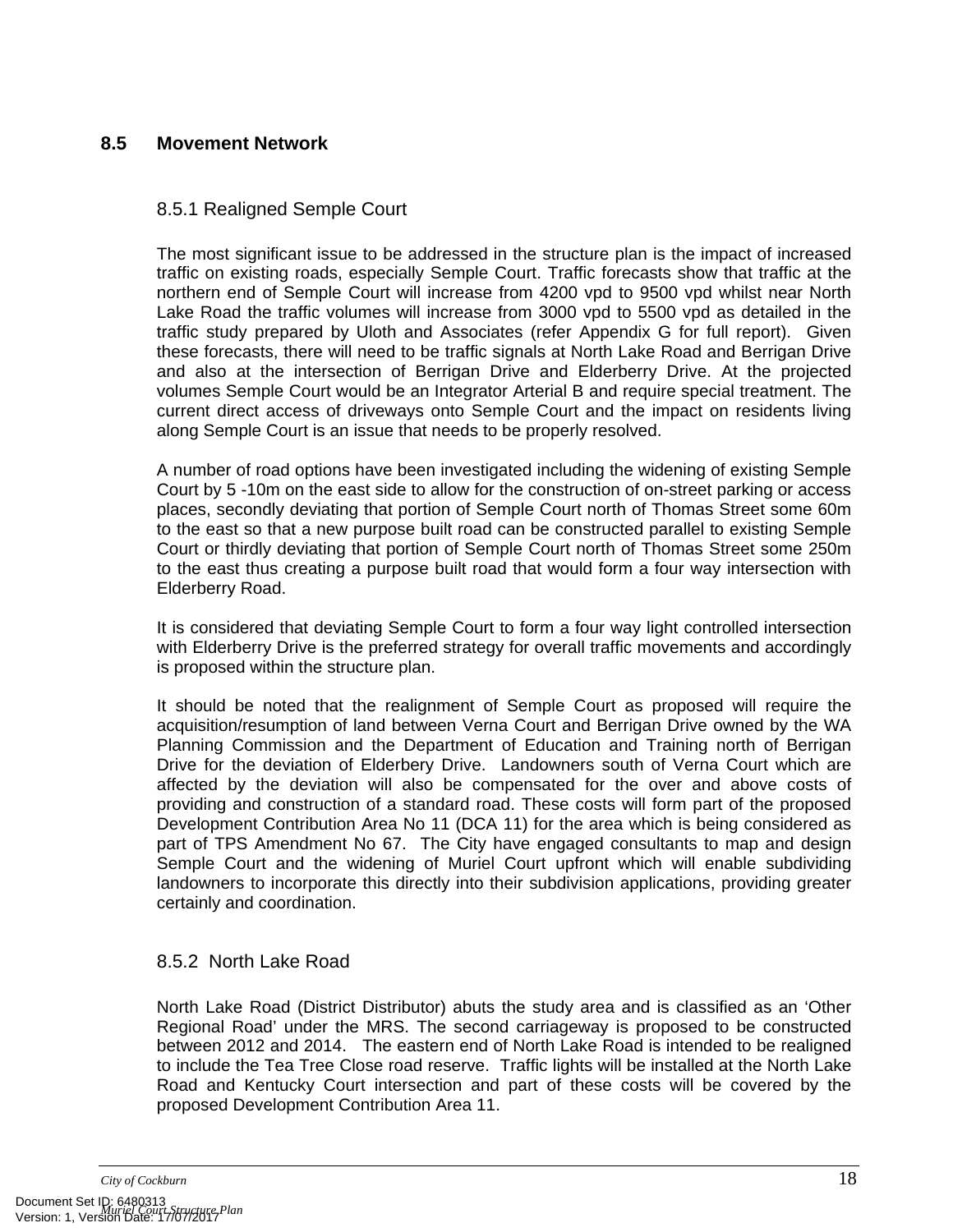## 8.5 Movement Network

### 8.5.1 Realigned Semple Court

The most significant issue to be addressed in the structure plan is the impact of increased traffic on existing roads, especially Semple Court. Traffic forecasts show that traffic at the northern end of Semple Court will increase from 4200 vpd to 9500 vpd whilst near North Lake Road the traffic volumes will increase from 3000 vpd to 5500 vpd as detailed in the traffic study prepared by Uloth and Associates (refer Appendix G for full report). Given these forecasts, there will need to be traffic signals at North Lake Road and Berrigan Drive and also at the intersection of Berrigan Drive and Elderberry Drive. At the projected volumes Semple Court would be an Integrator Arterial B and require special treatment. The current direct access of driveways onto Semple Court and the impact on residents living along Semple Court is an issue that needs to be properly resolved.

A number of road options have been investigated including the widening of existing Semple Court by 5 -10m on the east side to allow for the construction of on-street parking or access places, secondly deviating that portion of Semple Court north of Thomas Street some 60m to the east so that a new purpose built road can be constructed parallel to existing Semple Court or thirdly deviating that portion of Semple Court north of Thomas Street some 250m to the east thus creating a purpose built road that would form a four way intersection with Elderberry Road.

It is considered that deviating Semple Court to form a four way light controlled intersection with Elderberry Drive is the preferred strategy for overall traffic movements and accordingly is proposed within the structure plan.

It should be noted that the realignment of Semple Court as proposed will require the acquisition/resumption of land between Verna Court and Berrigan Drive owned by the WA Planning Commission and the Department of Education and Training north of Berrigan Drive for the deviation of Elderbery Drive. Landowners south of Verna Court which are affected by the deviation will also be compensated for the over and above costs of providing and construction of a standard road. These costs will form part of the proposed Development Contribution Area No 11 (DCA 11) for the area which is being considered as part of TPS Amendment No 67. The City have engaged consultants to map and design Semple Court and the widening of Muriel Court upfront which will enable subdividing landowners to incorporate this directly into their subdivision applications, providing greater certainly and coordination.

### 8.5.2 North Lake Road

North Lake Road (District Distributor) abuts the study area and is classified as an 'Other Regional Road' under the MRS. The second carriageway is proposed to be constructed between 2012 and 2014. The eastern end of North Lake Road is intended to be realigned to include the Tea Tree Close road reserve. Traffic lights will be installed at the North Lake Road and Kentucky Court intersection and part of these costs will be covered by the proposed Development Contribution Area 11.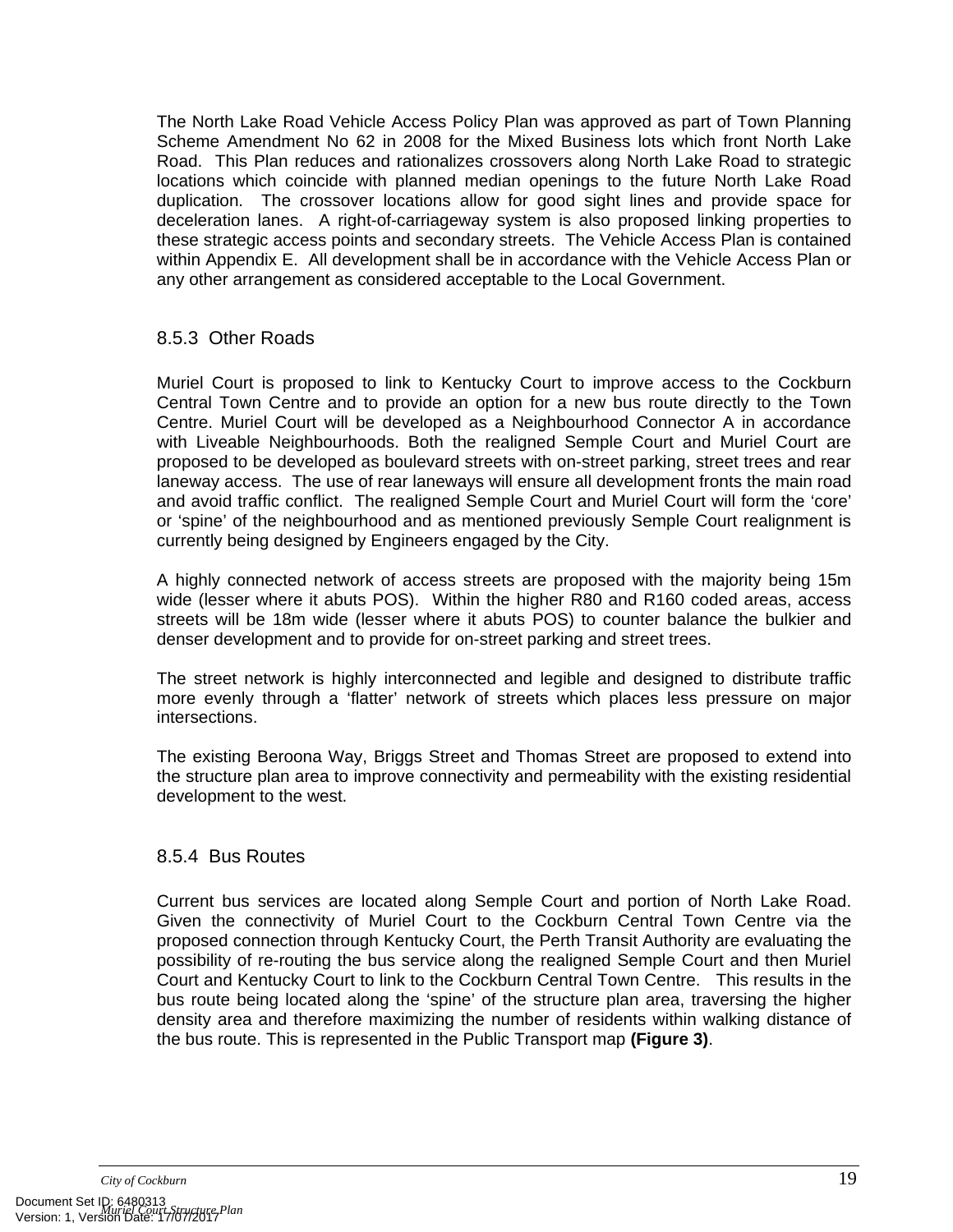The North Lake Road Vehicle Access Policy Plan was approved as part of Town Planning Scheme Amendment No 62 in 2008 for the Mixed Business lots which front North Lake Road. This Plan reduces and rationalizes crossovers along North Lake Road to strategic locations which coincide with planned median openings to the future North Lake Road duplication. The crossover locations allow for good sight lines and provide space for deceleration lanes. A right-of-carriageway system is also proposed linking properties to these strategic access points and secondary streets. The Vehicle Access Plan is contained within Appendix E. All development shall be in accordance with the Vehicle Access Plan or any other arrangement as considered acceptable to the Local Government.

### 8.5.3 Other Roads

Muriel Court is proposed to link to Kentucky Court to improve access to the Cockburn Central Town Centre and to provide an option for a new bus route directly to the Town Centre. Muriel Court will be developed as a Neighbourhood Connector A in accordance with Liveable Neighbourhoods. Both the realigned Semple Court and Muriel Court are proposed to be developed as boulevard streets with on-street parking, street trees and rear laneway access. The use of rear laneways will ensure all development fronts the main road and avoid traffic conflict. The realigned Semple Court and Muriel Court will form the 'core' or 'spine' of the neighbourhood and as mentioned previously Semple Court realignment is currently being designed by Engineers engaged by the City.

A highly connected network of access streets are proposed with the majority being 15m wide (lesser where it abuts POS). Within the higher R80 and R160 coded areas, access streets will be 18m wide (lesser where it abuts POS) to counter balance the bulkier and denser development and to provide for on-street parking and street trees.

The street network is highly interconnected and legible and designed to distribute traffic more evenly through a 'flatter' network of streets which places less pressure on major intersections.

The existing Beroona Way, Briggs Street and Thomas Street are proposed to extend into the structure plan area to improve connectivity and permeability with the existing residential development to the west.

### 8.5.4 Bus Routes

Current bus services are located along Semple Court and portion of North Lake Road. Given the connectivity of Muriel Court to the Cockburn Central Town Centre via the proposed connection through Kentucky Court, the Perth Transit Authority are evaluating the possibility of re-routing the bus service along the realigned Semple Court and then Muriel Court and Kentucky Court to link to the Cockburn Central Town Centre. This results in the bus route being located along the 'spine' of the structure plan area, traversing the higher density area and therefore maximizing the number of residents within walking distance of the bus route. This is represented in the Public Transport map **(Figure 3)**.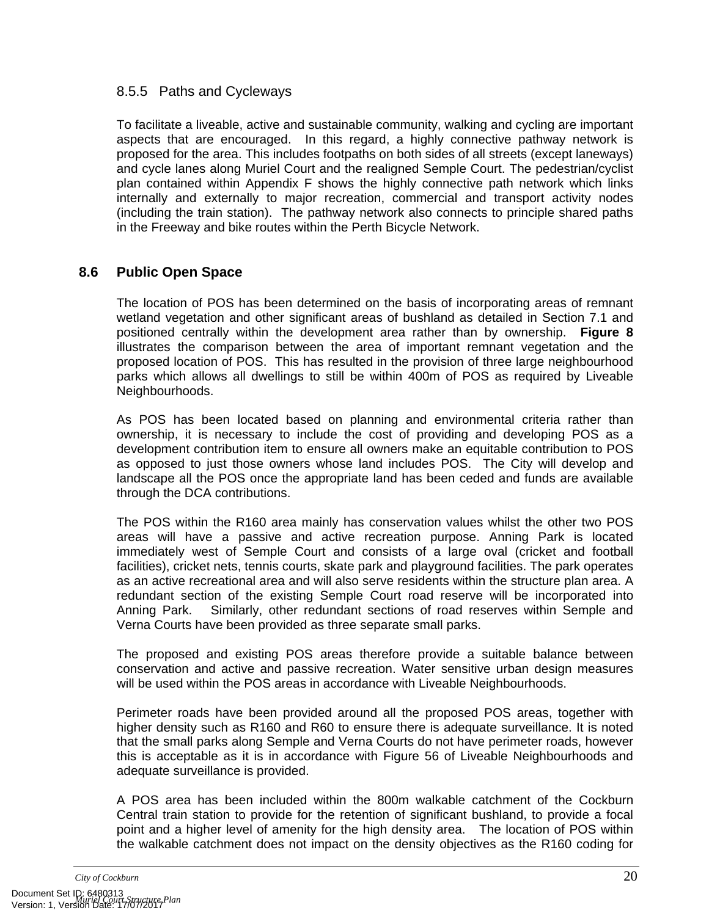### 8.5.5 Paths and Cycleways

To facilitate a liveable, active and sustainable community, walking and cycling are important aspects that are encouraged. In this regard, a highly connective pathway network is proposed for the area. This includes footpaths on both sides of all streets (except laneways) and cycle lanes along Muriel Court and the realigned Semple Court. The pedestrian/cyclist plan contained within Appendix F shows the highly connective path network which links internally and externally to major recreation, commercial and transport activity nodes (including the train station). The pathway network also connects to principle shared paths in the Freeway and bike routes within the Perth Bicycle Network.

## 8.6 Public Open Space

The location of POS has been determined on the basis of incorporating areas of remnant wetland vegetation and other significant areas of bushland as detailed in Section 7.1 and positioned centrally within the development area rather than by ownership. **Figure 8** illustrates the comparison between the area of important remnant vegetation and the proposed location of POS. This has resulted in the provision of three large neighbourhood parks which allows all dwellings to still be within 400m of POS as required by Liveable Neighbourhoods.

As POS has been located based on planning and environmental criteria rather than ownership, it is necessary to include the cost of providing and developing POS as a development contribution item to ensure all owners make an equitable contribution to POS as opposed to just those owners whose land includes POS. The City will develop and landscape all the POS once the appropriate land has been ceded and funds are available through the DCA contributions.

The POS within the R160 area mainly has conservation values whilst the other two POS areas will have a passive and active recreation purpose. Anning Park is located immediately west of Semple Court and consists of a large oval (cricket and football facilities), cricket nets, tennis courts, skate park and playground facilities. The park operates as an active recreational area and will also serve residents within the structure plan area. A redundant section of the existing Semple Court road reserve will be incorporated into Anning Park. Similarly, other redundant sections of road reserves within Semple and Verna Courts have been provided as three separate small parks.

The proposed and existing POS areas therefore provide a suitable balance between conservation and active and passive recreation. Water sensitive urban design measures will be used within the POS areas in accordance with Liveable Neighbourhoods.

Perimeter roads have been provided around all the proposed POS areas, together with higher density such as R160 and R60 to ensure there is adequate surveillance. It is noted that the small parks along Semple and Verna Courts do not have perimeter roads, however this is acceptable as it is in accordance with Figure 56 of Liveable Neighbourhoods and adequate surveillance is provided.

A POS area has been included within the 800m walkable catchment of the Cockburn Central train station to provide for the retention of significant bushland, to provide a focal point and a higher level of amenity for the high density area. The location of POS within the walkable catchment does not impact on the density objectives as the R160 coding for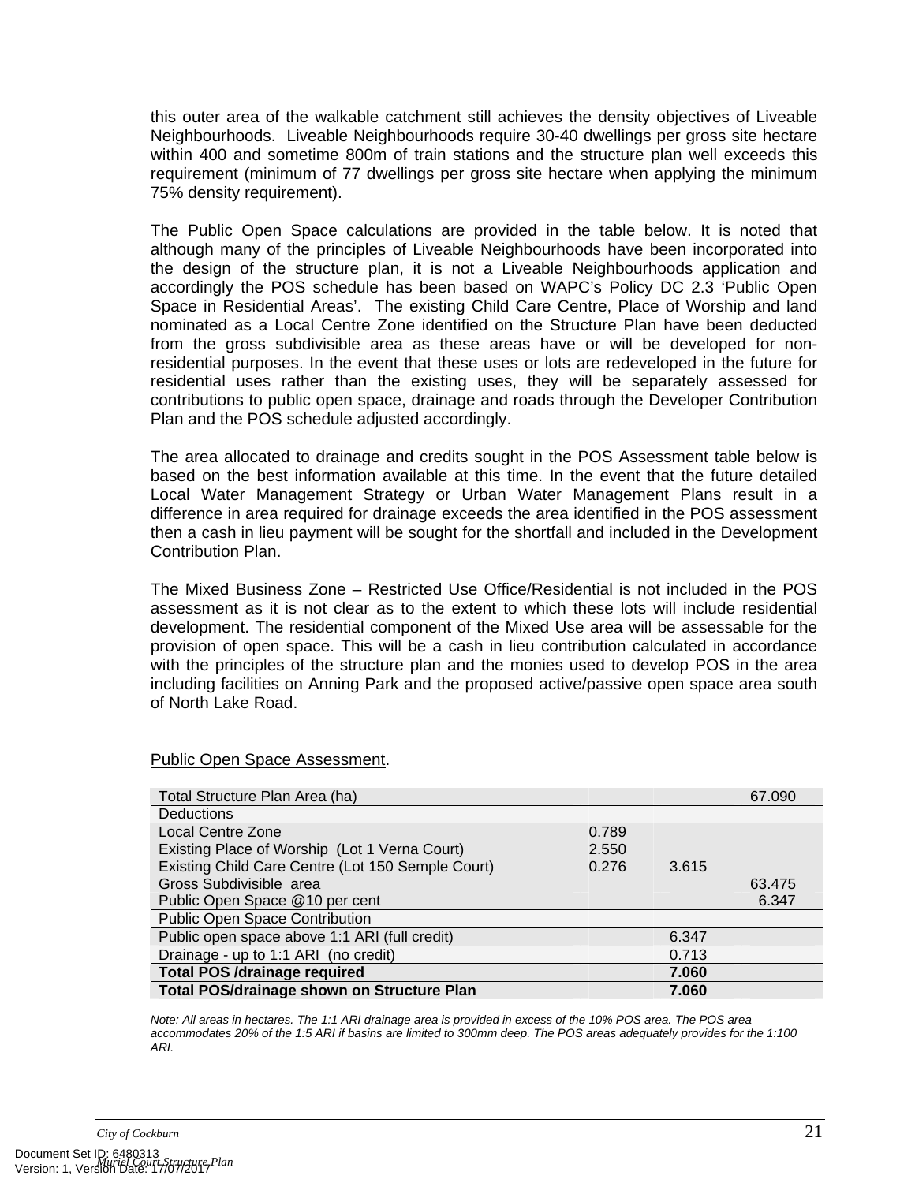this outer area of the walkable catchment still achieves the density objectives of Liveable Neighbourhoods. Liveable Neighbourhoods require 30-40 dwellings per gross site hectare within 400 and sometime 800m of train stations and the structure plan well exceeds this requirement (minimum of 77 dwellings per gross site hectare when applying the minimum 75% density requirement).

The Public Open Space calculations are provided in the table below. It is noted that although many of the principles of Liveable Neighbourhoods have been incorporated into the design of the structure plan, it is not a Liveable Neighbourhoods application and accordingly the POS schedule has been based on WAPC's Policy DC 2.3 'Public Open Space in Residential Areas'. The existing Child Care Centre, Place of Worship and land nominated as a Local Centre Zone identified on the Structure Plan have been deducted from the gross subdivisible area as these areas have or will be developed for non-residential purposes. In the event that these uses or lots are redeveloped in the future for residential uses rather than the existing uses, they will be separately assessed for contributions to public open space, drainage and roads through the Developer Contribution Plan and the POS schedule adjusted accordingly.

The area allocated to drainage and credits sought in the POS Assessment table below is based on the best information available at this time. In the event that the future detailed Local Water Management Strategy or Urban Water Management Plans result in a difference in area required for drainage exceeds the area identified in the POS assessment then a cash in lieu payment will be sought for the shortfall and included in the Development Contribution Plan.

The Mixed Business Zone – Restricted Use Office/Residential is not included in the POS assessment as it is not clear as to the extent to which these lots will include residential development. The residential component of the Mixed Use area will be assessable for the provision of open space. This will be a cash in lieu contribution calculated in accordance with the principles of the structure plan and the monies used to develop POS in the area including facilities on Anning Park and the proposed active/passive open space area south of North Lake Road.

Public Open Space Assessment.

| | | | |
|---|---|---|---|
| Total Structure Plan Area (ha) | | | 67.090 |
| Deductions | | | |
| Local Centre Zone | 0.789 | | |
| Existing Place of Worship (Lot 1 Verna Court) | 2.550 | | |
| Existing Child Care Centre (Lot 150 Semple Court) | 0.276 | 3.615 | |
| Gross Subdivisible area | | | 63.475 |
| Public Open Space @10 per cent | | | 6.347 |
| Public Open Space Contribution | | | |
| Public open space above 1:1 ARI (full credit) | | 6.347 | |
| Drainage - up to 1:1 ARI (no credit) | | 0.713 | |
| **Total POS /drainage required** | | **7.060** | |
| **Total POS/drainage shown on Structure Plan** | | **7.060** | |

*Note: All areas in hectares. The 1:1 ARI drainage area is provided in excess of the 10% POS area. The POS area accommodates 20% of the 1:5 ARI if basins are limited to 300mm deep. The POS areas adequately provides for the 1:100 ARI.*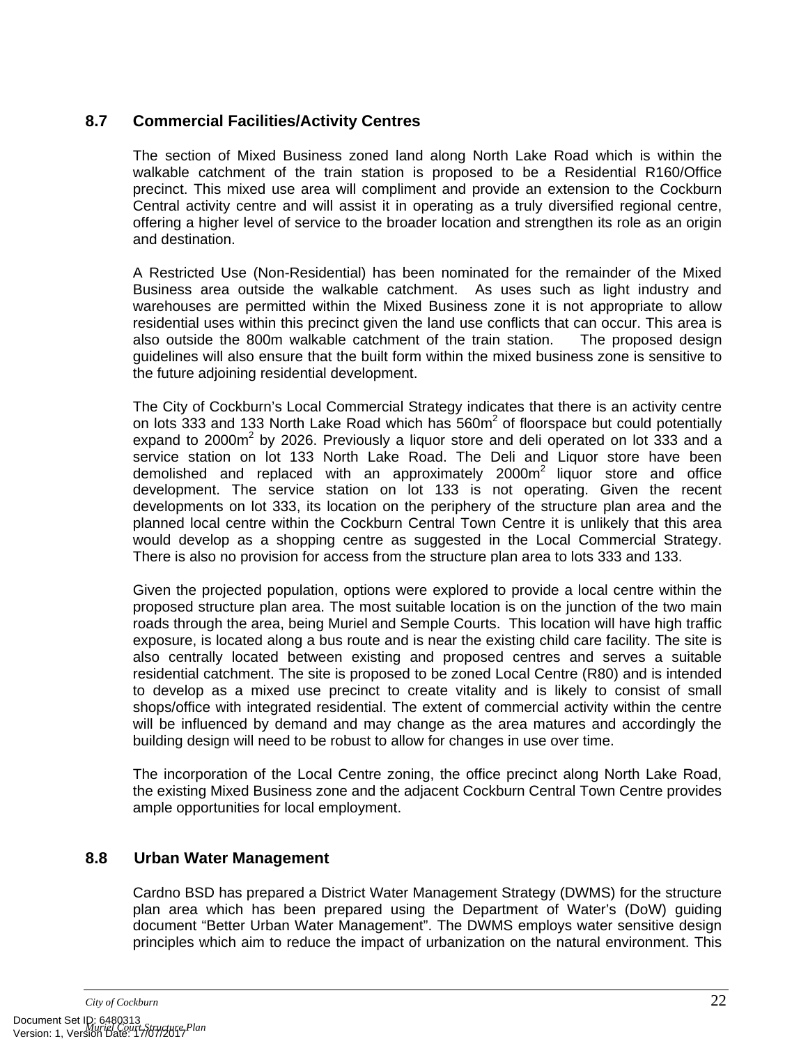## 8.7 Commercial Facilities/Activity Centres

The section of Mixed Business zoned land along North Lake Road which is within the walkable catchment of the train station is proposed to be a Residential R160/Office precinct. This mixed use area will compliment and provide an extension to the Cockburn Central activity centre and will assist it in operating as a truly diversified regional centre, offering a higher level of service to the broader location and strengthen its role as an origin and destination.

A Restricted Use (Non-Residential) has been nominated for the remainder of the Mixed Business area outside the walkable catchment. As uses such as light industry and warehouses are permitted within the Mixed Business zone it is not appropriate to allow residential uses within this precinct given the land use conflicts that can occur. This area is also outside the 800m walkable catchment of the train station. The proposed design guidelines will also ensure that the built form within the mixed business zone is sensitive to the future adjoining residential development.

The City of Cockburn's Local Commercial Strategy indicates that there is an activity centre on lots 333 and 133 North Lake Road which has 560m$^2$ of floorspace but could potentially expand to 2000m$^2$ by 2026. Previously a liquor store and deli operated on lot 333 and a service station on lot 133 North Lake Road. The Deli and Liquor store have been demolished and replaced with an approximately 2000m$^2$ liquor store and office development. The service station on lot 133 is not operating. Given the recent developments on lot 333, its location on the periphery of the structure plan area and the planned local centre within the Cockburn Central Town Centre it is unlikely that this area would develop as a shopping centre as suggested in the Local Commercial Strategy. There is also no provision for access from the structure plan area to lots 333 and 133.

Given the projected population, options were explored to provide a local centre within the proposed structure plan area. The most suitable location is on the junction of the two main roads through the area, being Muriel and Semple Courts. This location will have high traffic exposure, is located along a bus route and is near the existing child care facility. The site is also centrally located between existing and proposed centres and serves a suitable residential catchment. The site is proposed to be zoned Local Centre (R80) and is intended to develop as a mixed use precinct to create vitality and is likely to consist of small shops/office with integrated residential. The extent of commercial activity within the centre will be influenced by demand and may change as the area matures and accordingly the building design will need to be robust to allow for changes in use over time.

The incorporation of the Local Centre zoning, the office precinct along North Lake Road, the existing Mixed Business zone and the adjacent Cockburn Central Town Centre provides ample opportunities for local employment.

## 8.8 Urban Water Management

Cardno BSD has prepared a District Water Management Strategy (DWMS) for the structure plan area which has been prepared using the Department of Water's (DoW) guiding document "Better Urban Water Management". The DWMS employs water sensitive design principles which aim to reduce the impact of urbanization on the natural environment. This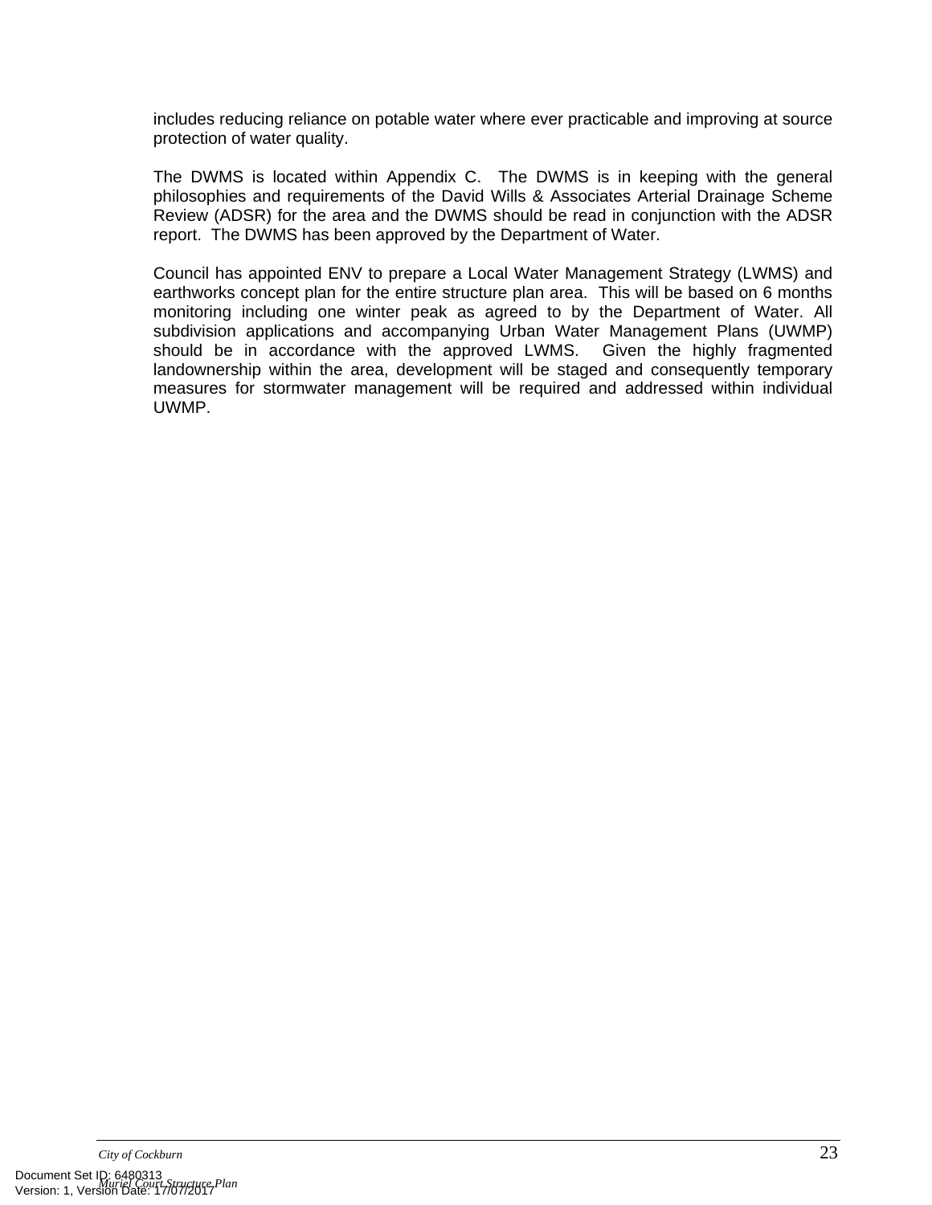includes reducing reliance on potable water where ever practicable and improving at source protection of water quality.

The DWMS is located within Appendix C. The DWMS is in keeping with the general philosophies and requirements of the David Wills & Associates Arterial Drainage Scheme Review (ADSR) for the area and the DWMS should be read in conjunction with the ADSR report. The DWMS has been approved by the Department of Water.

Council has appointed ENV to prepare a Local Water Management Strategy (LWMS) and earthworks concept plan for the entire structure plan area. This will be based on 6 months monitoring including one winter peak as agreed to by the Department of Water. All subdivision applications and accompanying Urban Water Management Plans (UWMP) should be in accordance with the approved LWMS. Given the highly fragmented landownership within the area, development will be staged and consequently temporary measures for stormwater management will be required and addressed within individual UWMP.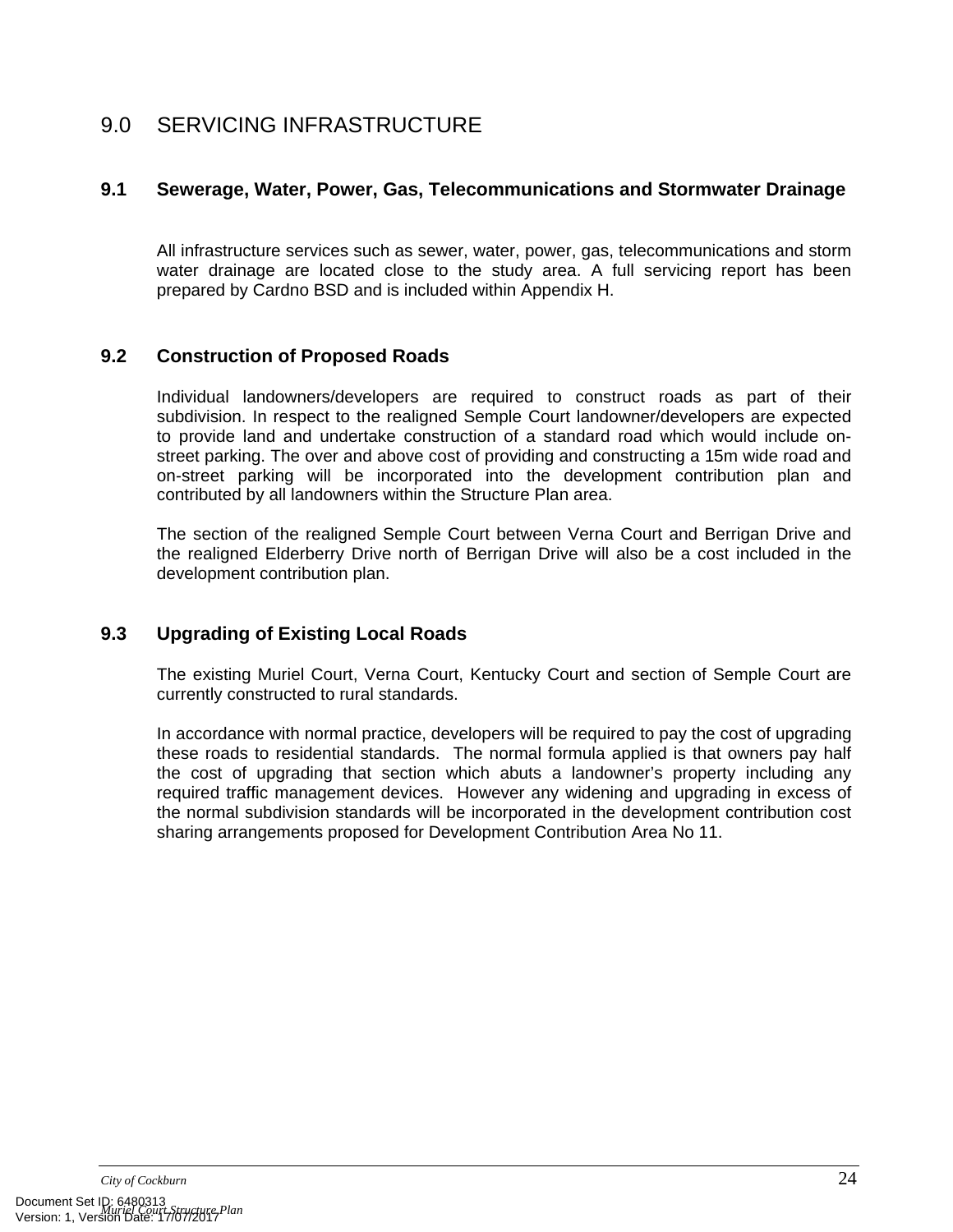# 9.0 SERVICING INFRASTRUCTURE

## 9.1 Sewerage, Water, Power, Gas, Telecommunications and Stormwater Drainage

All infrastructure services such as sewer, water, power, gas, telecommunications and storm water drainage are located close to the study area. A full servicing report has been prepared by Cardno BSD and is included within Appendix H.

## 9.2 Construction of Proposed Roads

Individual landowners/developers are required to construct roads as part of their subdivision. In respect to the realigned Semple Court landowner/developers are expected to provide land and undertake construction of a standard road which would include on-street parking. The over and above cost of providing and constructing a 15m wide road and on-street parking will be incorporated into the development contribution plan and contributed by all landowners within the Structure Plan area.

The section of the realigned Semple Court between Verna Court and Berrigan Drive and the realigned Elderberry Drive north of Berrigan Drive will also be a cost included in the development contribution plan.

## 9.3 Upgrading of Existing Local Roads

The existing Muriel Court, Verna Court, Kentucky Court and section of Semple Court are currently constructed to rural standards.

In accordance with normal practice, developers will be required to pay the cost of upgrading these roads to residential standards. The normal formula applied is that owners pay half the cost of upgrading that section which abuts a landowner's property including any required traffic management devices. However any widening and upgrading in excess of the normal subdivision standards will be incorporated in the development contribution cost sharing arrangements proposed for Development Contribution Area No 11.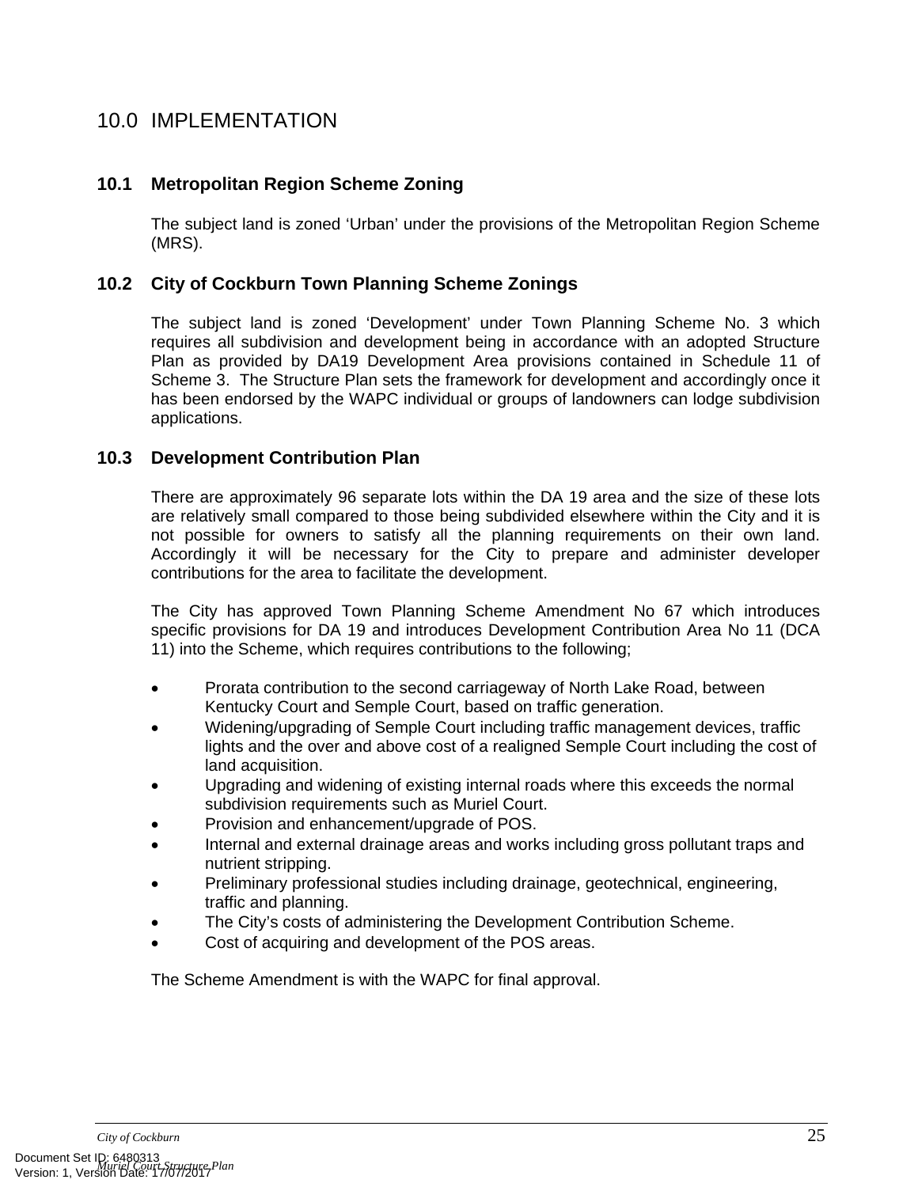# 10.0 IMPLEMENTATION

## 10.1 Metropolitan Region Scheme Zoning

The subject land is zoned 'Urban' under the provisions of the Metropolitan Region Scheme (MRS).

## 10.2 City of Cockburn Town Planning Scheme Zonings

The subject land is zoned 'Development' under Town Planning Scheme No. 3 which requires all subdivision and development being in accordance with an adopted Structure Plan as provided by DA19 Development Area provisions contained in Schedule 11 of Scheme 3. The Structure Plan sets the framework for development and accordingly once it has been endorsed by the WAPC individual or groups of landowners can lodge subdivision applications.

## 10.3 Development Contribution Plan

There are approximately 96 separate lots within the DA 19 area and the size of these lots are relatively small compared to those being subdivided elsewhere within the City and it is not possible for owners to satisfy all the planning requirements on their own land. Accordingly it will be necessary for the City to prepare and administer developer contributions for the area to facilitate the development.

The City has approved Town Planning Scheme Amendment No 67 which introduces specific provisions for DA 19 and introduces Development Contribution Area No 11 (DCA 11) into the Scheme, which requires contributions to the following;

- Prorata contribution to the second carriageway of North Lake Road, between Kentucky Court and Semple Court, based on traffic generation.
- Widening/upgrading of Semple Court including traffic management devices, traffic lights and the over and above cost of a realigned Semple Court including the cost of land acquisition.
- Upgrading and widening of existing internal roads where this exceeds the normal subdivision requirements such as Muriel Court.
- Provision and enhancement/upgrade of POS.
- Internal and external drainage areas and works including gross pollutant traps and nutrient stripping.
- Preliminary professional studies including drainage, geotechnical, engineering, traffic and planning.
- The City's costs of administering the Development Contribution Scheme.
- Cost of acquiring and development of the POS areas.

The Scheme Amendment is with the WAPC for final approval.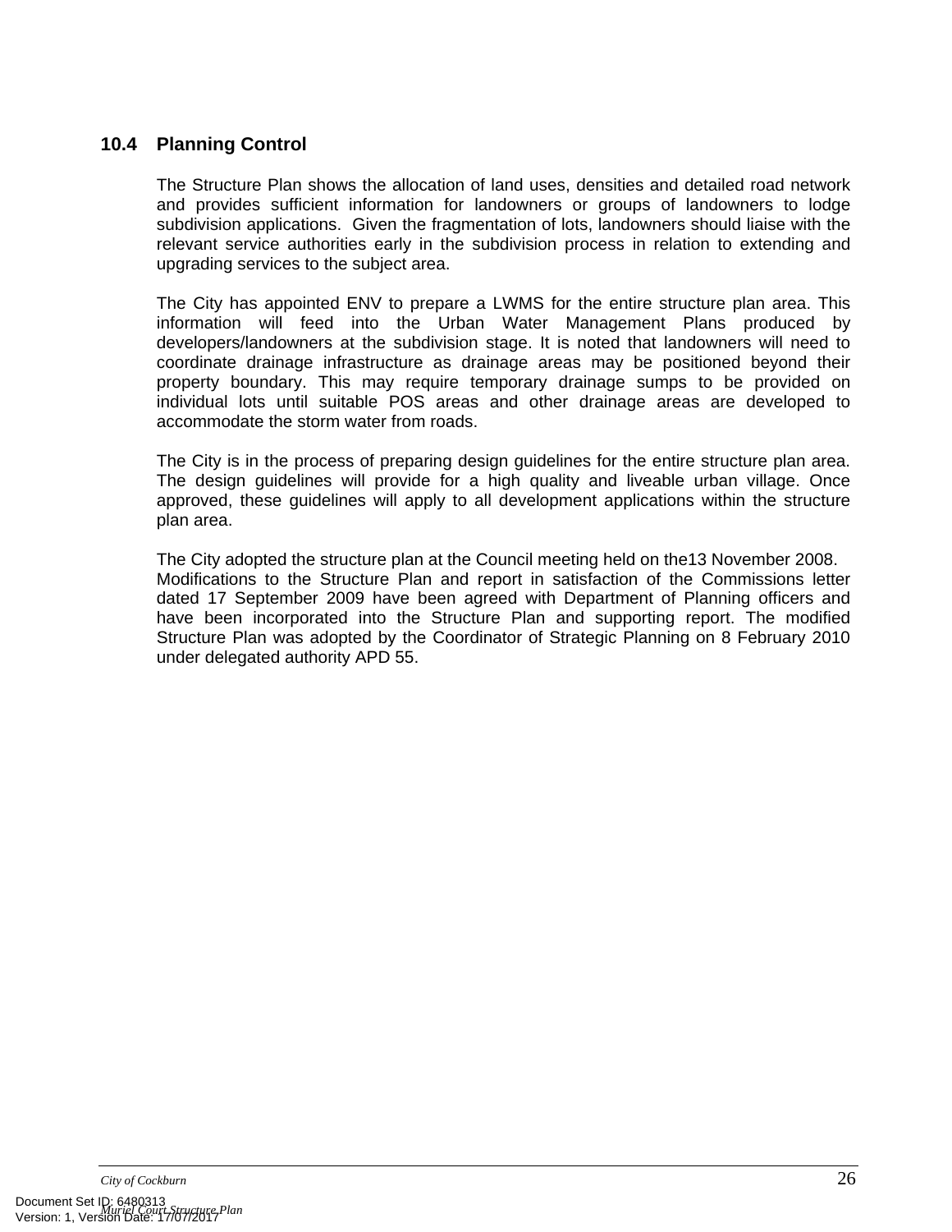### 10.4 Planning Control

The Structure Plan shows the allocation of land uses, densities and detailed road network and provides sufficient information for landowners or groups of landowners to lodge subdivision applications. Given the fragmentation of lots, landowners should liaise with the relevant service authorities early in the subdivision process in relation to extending and upgrading services to the subject area.

The City has appointed ENV to prepare a LWMS for the entire structure plan area. This information will feed into the Urban Water Management Plans produced by developers/landowners at the subdivision stage. It is noted that landowners will need to coordinate drainage infrastructure as drainage areas may be positioned beyond their property boundary. This may require temporary drainage sumps to be provided on individual lots until suitable POS areas and other drainage areas are developed to accommodate the storm water from roads.

The City is in the process of preparing design guidelines for the entire structure plan area. The design guidelines will provide for a high quality and liveable urban village. Once approved, these guidelines will apply to all development applications within the structure plan area.

The City adopted the structure plan at the Council meeting held on the13 November 2008. Modifications to the Structure Plan and report in satisfaction of the Commissions letter dated 17 September 2009 have been agreed with Department of Planning officers and have been incorporated into the Structure Plan and supporting report. The modified Structure Plan was adopted by the Coordinator of Strategic Planning on 8 February 2010 under delegated authority APD 55.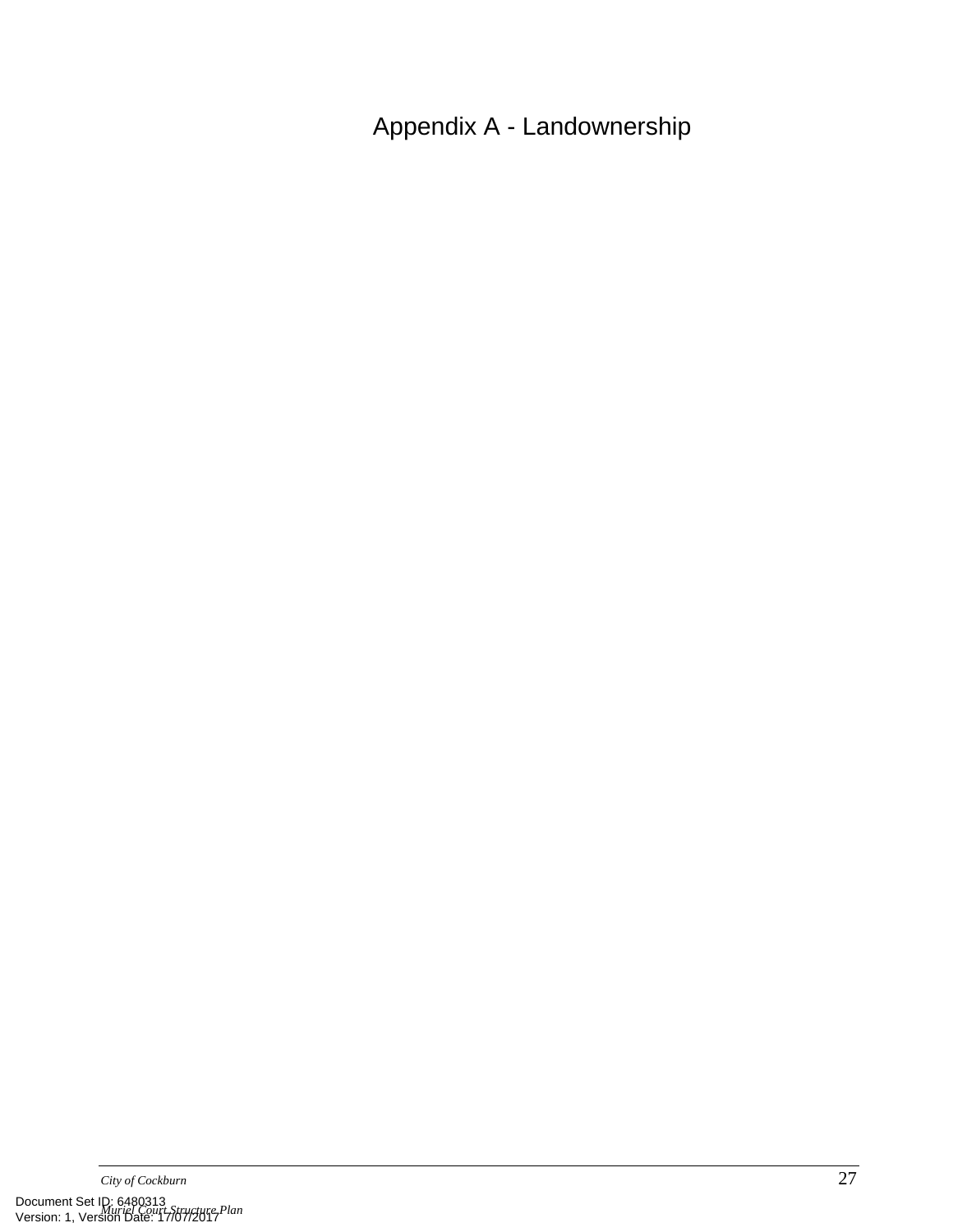# Appendix A - Landownership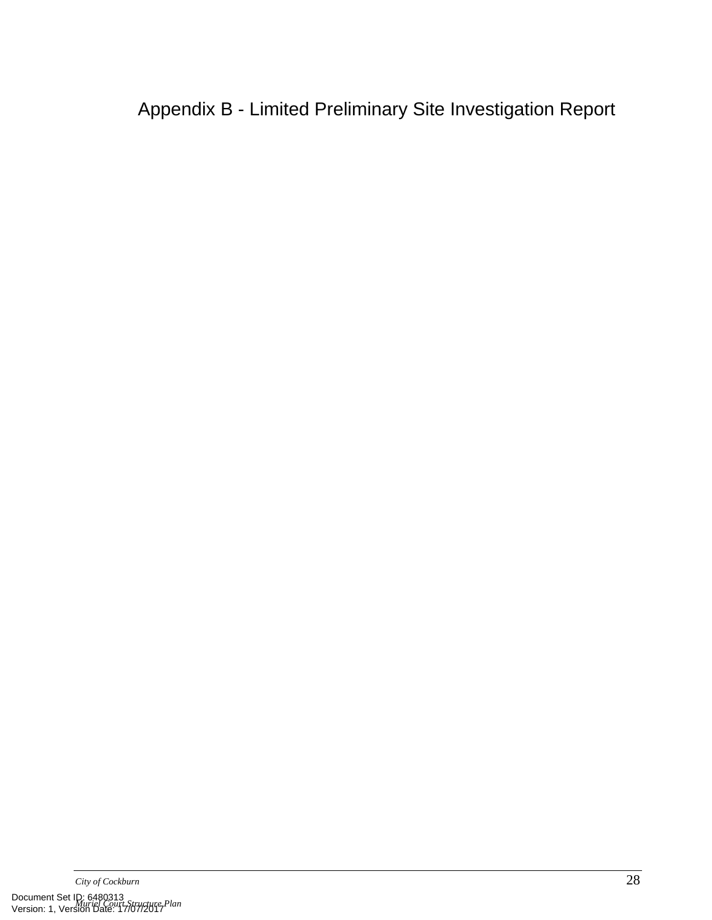# Appendix B - Limited Preliminary Site Investigation Report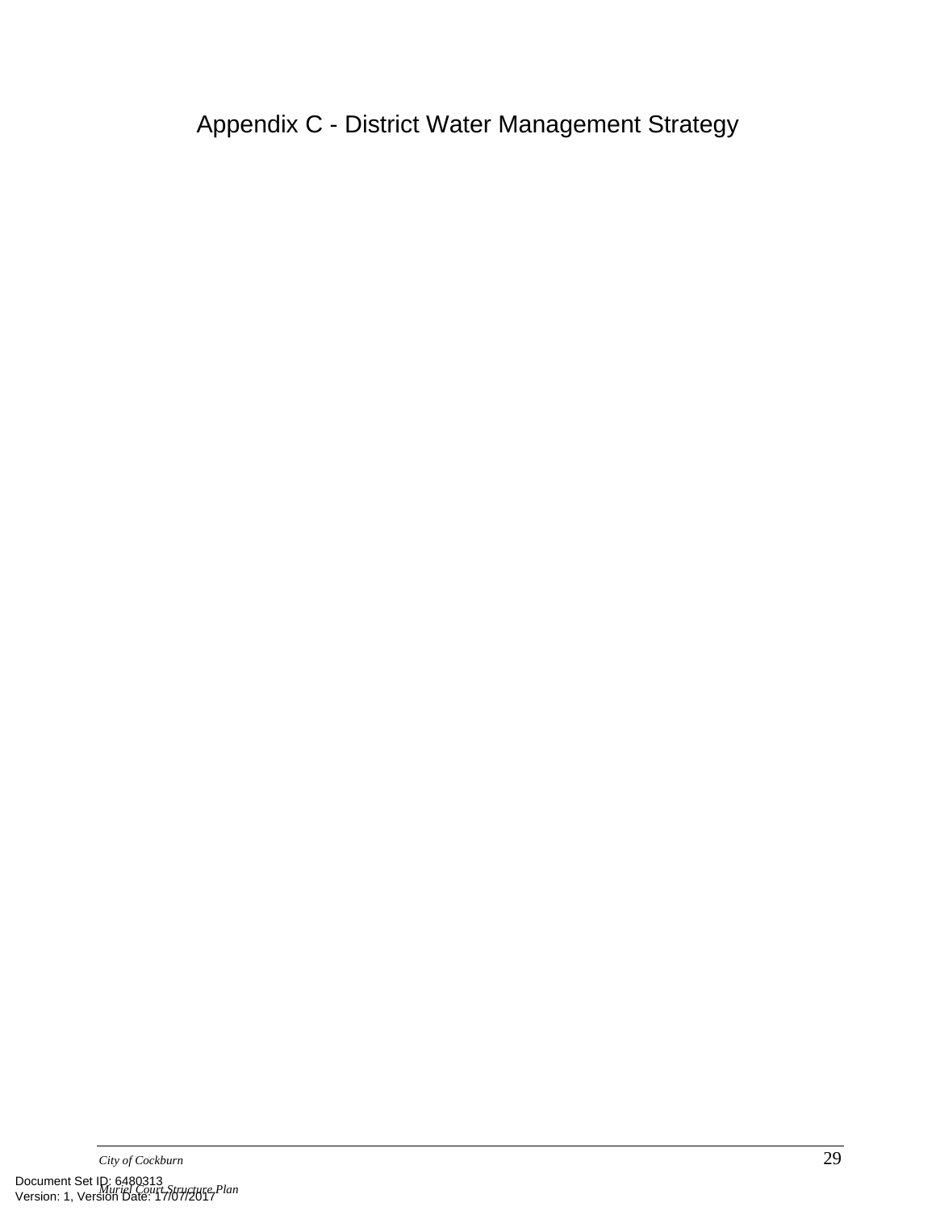# Appendix C - District Water Management Strategy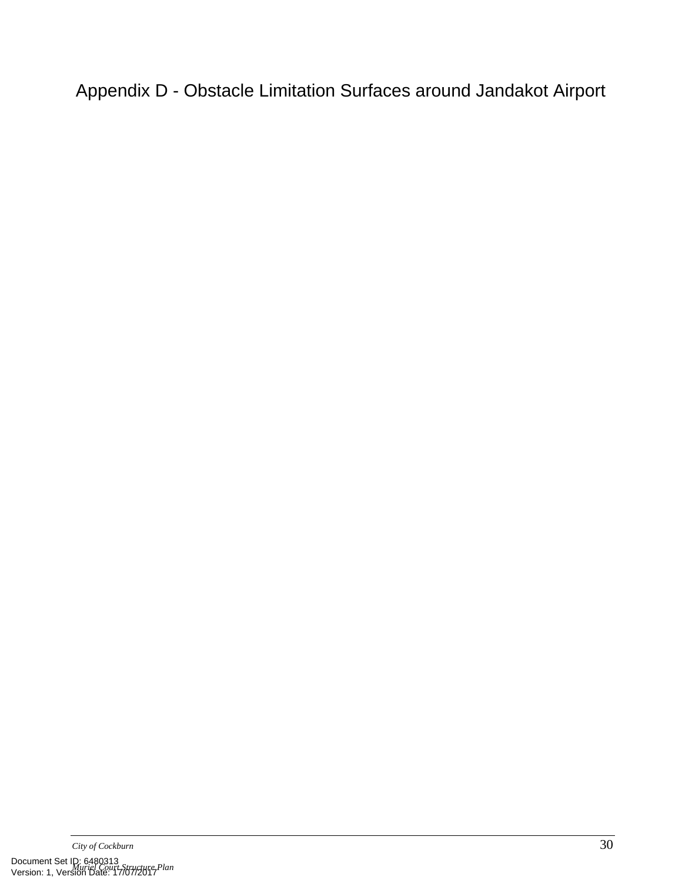# Appendix D - Obstacle Limitation Surfaces around Jandakot Airport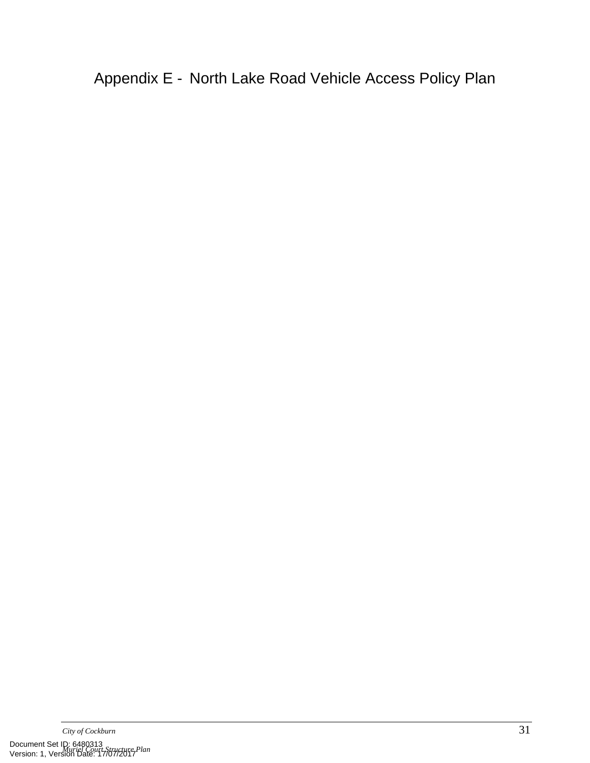# Appendix E - North Lake Road Vehicle Access Policy Plan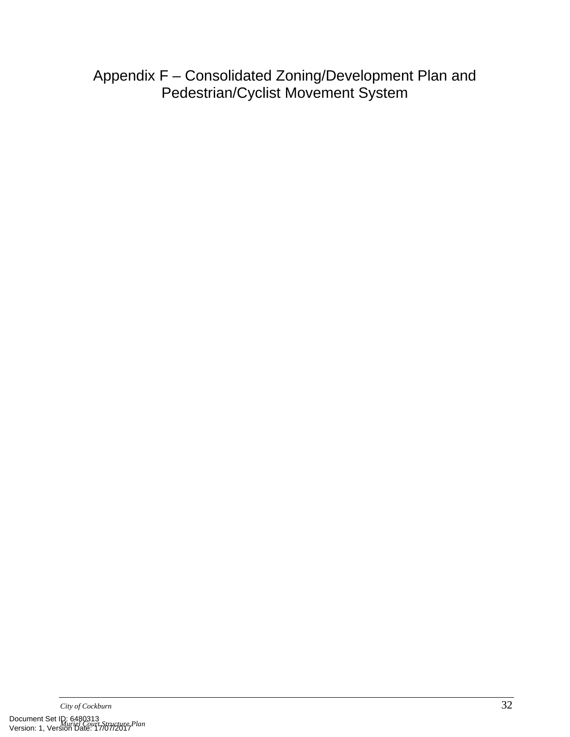# Appendix F – Consolidated Zoning/Development Plan and Pedestrian/Cyclist Movement System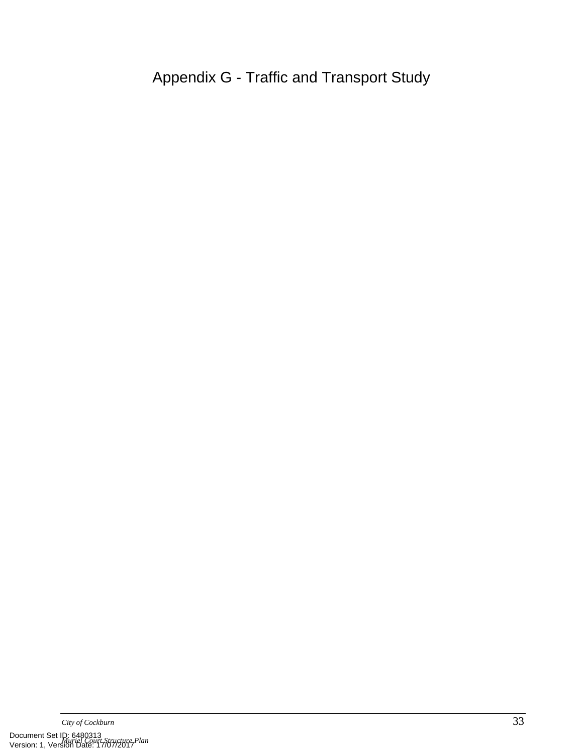# Appendix G - Traffic and Transport Study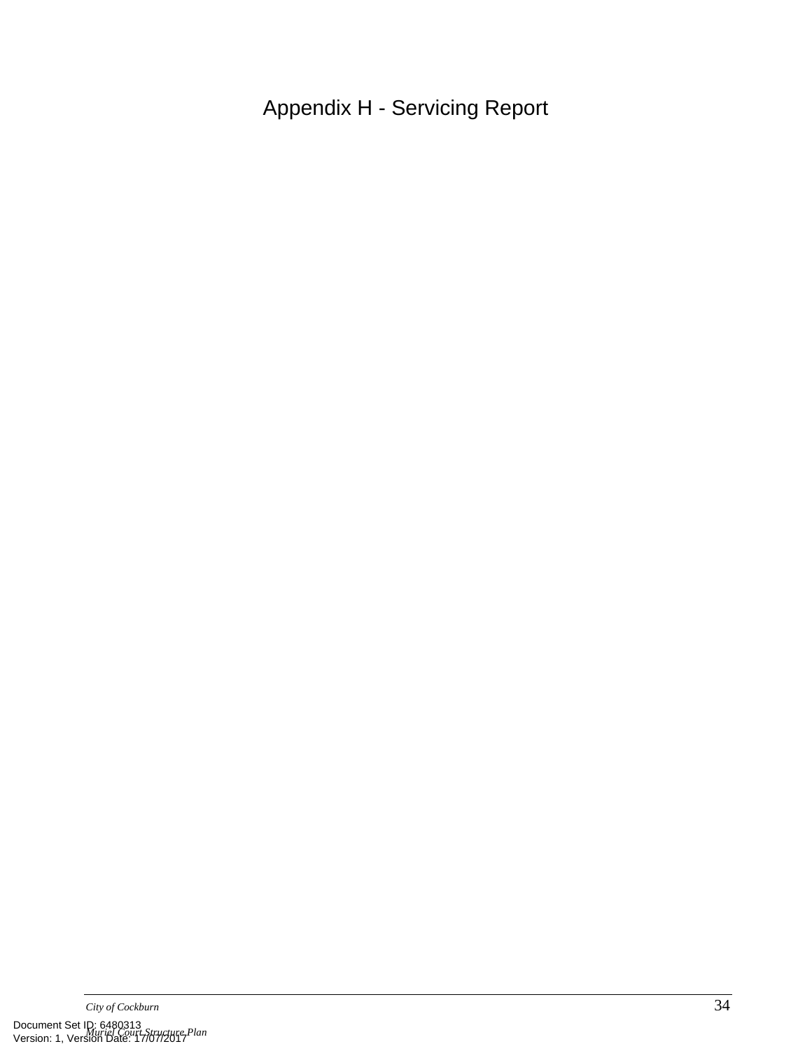# Appendix H - Servicing Report